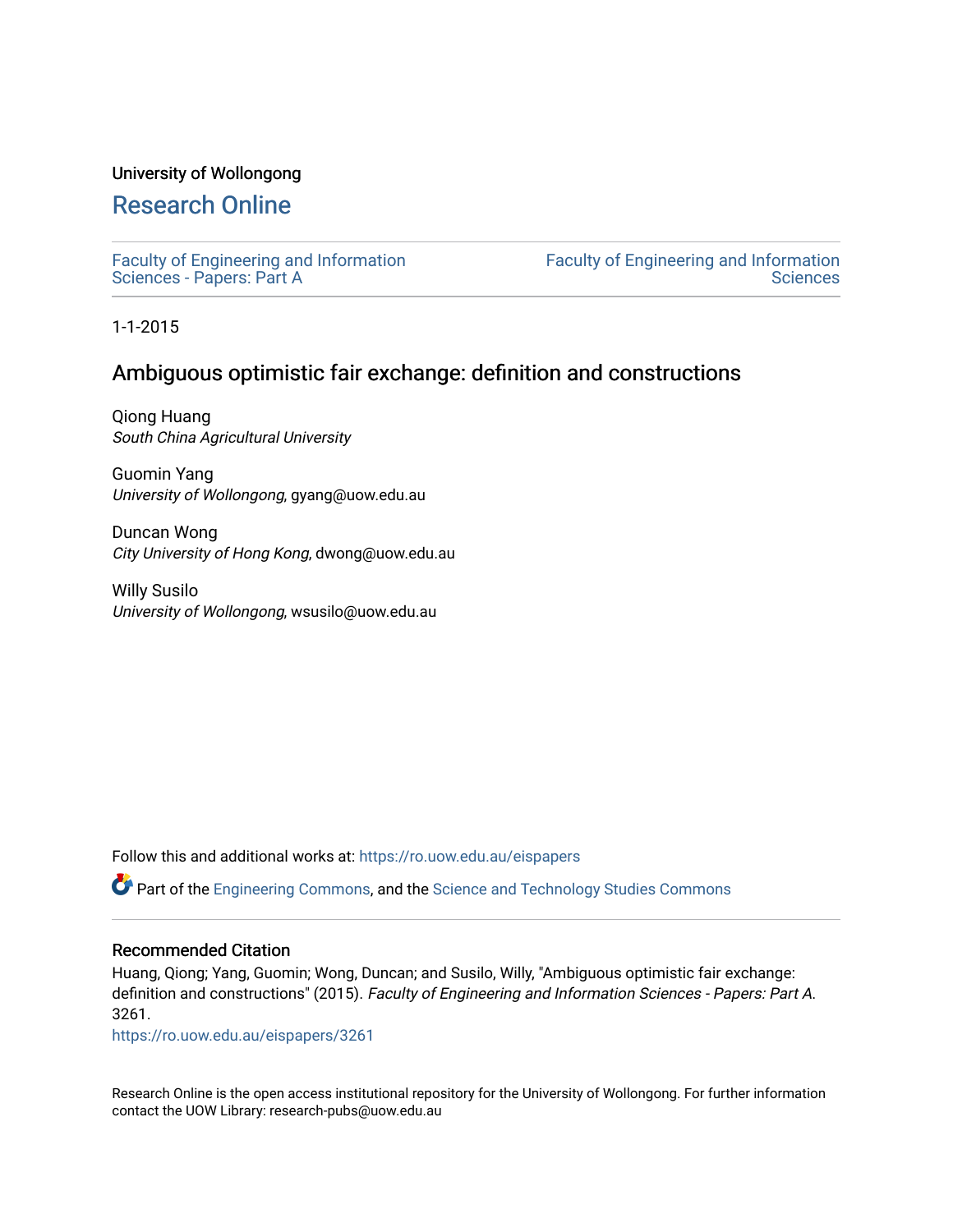University of Wollongong

# Research Online

Faculty of Engineering and Information Sciences - Papers: Part A

Faculty of Engineering and Information Sciences

1-1-2015

## Ambiguous optimistic fair exchange: definition and constructions

Qiong Huang
*South China Agricultural University*

Guomin Yang
*University of Wollongong*, gyang@uow.edu.au

Duncan Wong
*City University of Hong Kong*, dwong@uow.edu.au

Willy Susilo
*University of Wollongong*, wsusilo@uow.edu.au

Follow this and additional works at: https://ro.uow.edu.au/eispapers

Part of the Engineering Commons, and the Science and Technology Studies Commons

### Recommended Citation

Huang, Qiong; Yang, Guomin; Wong, Duncan; and Susilo, Willy, "Ambiguous optimistic fair exchange: definition and constructions" (2015). *Faculty of Engineering and Information Sciences - Papers: Part A*. 3261.
https://ro.uow.edu.au/eispapers/3261

Research Online is the open access institutional repository for the University of Wollongong. For further information contact the UOW Library: research-pubs@uow.edu.au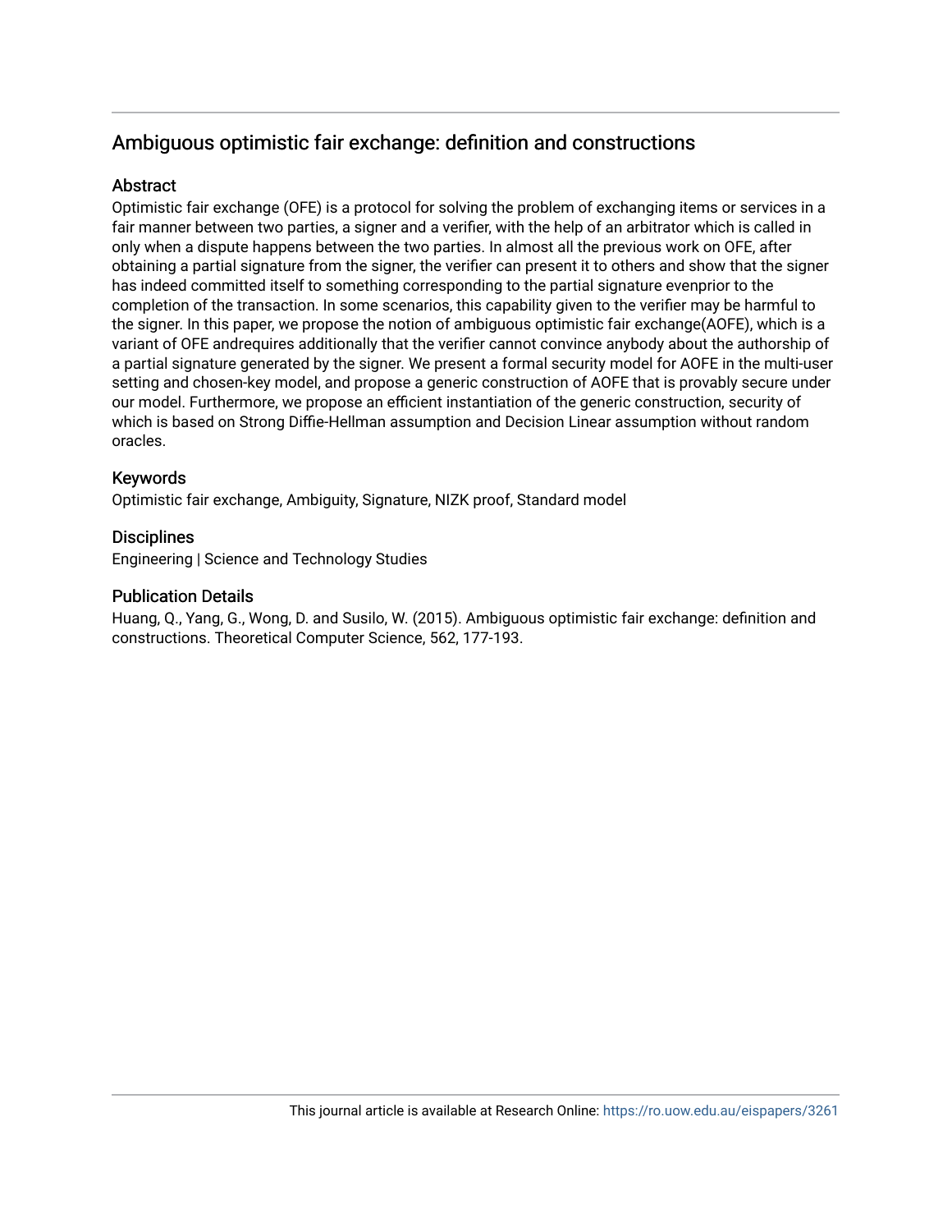# Ambiguous optimistic fair exchange: definition and constructions

## Abstract

Optimistic fair exchange (OFE) is a protocol for solving the problem of exchanging items or services in a fair manner between two parties, a signer and a verifier, with the help of an arbitrator which is called in only when a dispute happens between the two parties. In almost all the previous work on OFE, after obtaining a partial signature from the signer, the verifier can present it to others and show that the signer has indeed committed itself to something corresponding to the partial signature evenprior to the completion of the transaction. In some scenarios, this capability given to the verifier may be harmful to the signer. In this paper, we propose the notion of ambiguous optimistic fair exchange(AOFE), which is a variant of OFE andrequires additionally that the verifier cannot convince anybody about the authorship of a partial signature generated by the signer. We present a formal security model for AOFE in the multi-user setting and chosen-key model, and propose a generic construction of AOFE that is provably secure under our model. Furthermore, we propose an efficient instantiation of the generic construction, security of which is based on Strong Diffie-Hellman assumption and Decision Linear assumption without random oracles.

## Keywords

Optimistic fair exchange, Ambiguity, Signature, NIZK proof, Standard model

## Disciplines

Engineering | Science and Technology Studies

## Publication Details

Huang, Q., Yang, G., Wong, D. and Susilo, W. (2015). Ambiguous optimistic fair exchange: definition and constructions. Theoretical Computer Science, 562, 177-193.

This journal article is available at Research Online: https://ro.uow.edu.au/eispapers/3261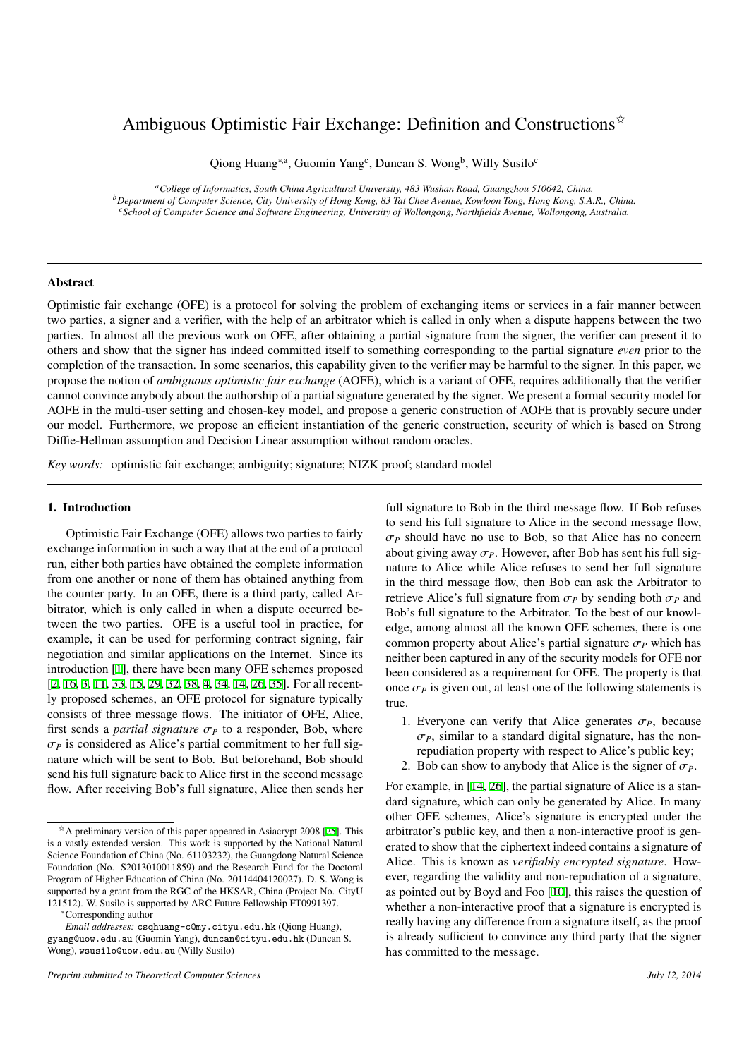# Ambiguous Optimistic Fair Exchange: Definition and Constructions[☆]

Qiong Huang[*,a], Guomin Yang[c], Duncan S. Wong[b], Willy Susilo[c]

[a] *College of Informatics, South China Agricultural University, 483 Wushan Road, Guangzhou 510642, China.*
[b] *Department of Computer Science, City University of Hong Kong, 83 Tat Chee Avenue, Kowloon Tong, Hong Kong, S.A.R., China.*
[c] *School of Computer Science and Software Engineering, University of Wollongong, Northfields Avenue, Wollongong, Australia.*

---

## Abstract

Optimistic fair exchange (OFE) is a protocol for solving the problem of exchanging items or services in a fair manner between two parties, a signer and a verifier, with the help of an arbitrator which is called in only when a dispute happens between the two parties. In almost all the previous work on OFE, after obtaining a partial signature from the signer, the verifier can present it to others and show that the signer has indeed committed itself to something corresponding to the partial signature *even* prior to the completion of the transaction. In some scenarios, this capability given to the verifier may be harmful to the signer. In this paper, we propose the notion of *ambiguous optimistic fair exchange* (AOFE), which is a variant of OFE, requires additionally that the verifier cannot convince anybody about the authorship of a partial signature generated by the signer. We present a formal security model for AOFE in the multi-user setting and chosen-key model, and propose a generic construction of AOFE that is provably secure under our model. Furthermore, we propose an efficient instantiation of the generic construction, security of which is based on Strong Diffie-Hellman assumption and Decision Linear assumption without random oracles.

*Key words:* optimistic fair exchange; ambiguity; signature; NIZK proof; standard model

---

## 1. Introduction

Optimistic Fair Exchange (OFE) allows two parties to fairly exchange information in such a way that at the end of a protocol run, either both parties have obtained the complete information from one another or none of them has obtained anything from the counter party. In an OFE, there is a third party, called Arbitrator, which is only called in when a dispute occurred between the two parties. OFE is a useful tool in practice, for example, it can be used for performing contract signing, fair negotiation and similar applications on the Internet. Since its introduction [1], there have been many OFE schemes proposed [2, 16, 3, 11, 33, 15, 29, 32, 38, 4, 34, 14, 26, 35]. For all recently proposed schemes, an OFE protocol for signature typically consists of three message flows. The initiator of OFE, Alice, first sends a *partial signature* $\sigma_P$ to a responder, Bob, where $\sigma_P$ is considered as Alice's partial commitment to her full signature which will be sent to Bob. But beforehand, Bob should send his full signature back to Alice first in the second message flow. After receiving Bob's full signature, Alice then sends her full signature to Bob in the third message flow. If Bob refuses to send his full signature to Alice in the second message flow, $\sigma_P$ should have no use to Bob, so that Alice has no concern about giving away $\sigma_P$. However, after Bob has sent his full signature to Alice while Alice refuses to send her full signature in the third message flow, then Bob can ask the Arbitrator to retrieve Alice's full signature from $\sigma_P$ by sending both $\sigma_P$ and Bob's full signature to the Arbitrator. To the best of our knowledge, among almost all the known OFE schemes, there is one common property about Alice's partial signature $\sigma_P$ which has neither been captured in any of the security models for OFE nor been considered as a requirement for OFE. The property is that once $\sigma_P$ is given out, at least one of the following statements is true.

1. Everyone can verify that Alice generates $\sigma_P$, because $\sigma_P$, similar to a standard digital signature, has the non-repudiation property with respect to Alice's public key;
2. Bob can show to anybody that Alice is the signer of $\sigma_P$.

For example, in [14, 26], the partial signature of Alice is a standard signature, which can only be generated by Alice. In many other OFE schemes, Alice's signature is encrypted under the arbitrator's public key, and then a non-interactive proof is generated to show that the ciphertext indeed contains a signature of Alice. This is known as *verifiably encrypted signature*. However, regarding the validity and non-repudiation of a signature, as pointed out by Boyd and Foo [10], this raises the question of whether a non-interactive proof that a signature is encrypted is really having any difference from a signature itself, as the proof is already sufficient to convince any third party that the signer has committed to the message.

[☆] A preliminary version of this paper appeared in Asiacrypt 2008 [25]. This is a vastly extended version. This work is supported by the National Natural Science Foundation of China (No. 61103232), the Guangdong Natural Science Foundation (No. S2013010011859) and the Research Fund for the Doctoral Program of Higher Education of China (No. 20114404120027). D. S. Wong is supported by a grant from the RGC of the HKSAR, China (Project No. CityU 121512). W. Susilo is supported by ARC Future Fellowship FT0991397.

[*] Corresponding author

*Email addresses:* csqhuang-c@my.cityu.edu.hk (Qiong Huang), gyang@uow.edu.au (Guomin Yang), duncan@cityu.edu.hk (Duncan S. Wong), wsusilo@uow.edu.au (Willy Susilo)

*Preprint submitted to Theoretical Computer Sciences* *July 12, 2014*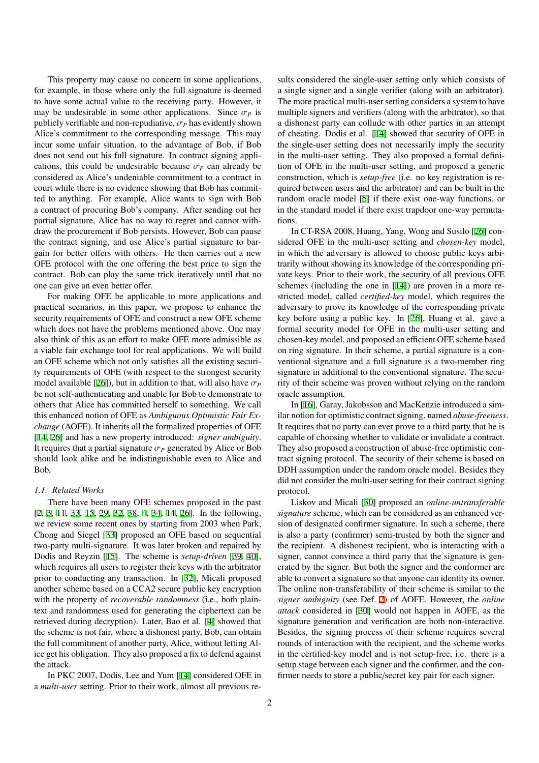This property may cause no concern in some applications, for example, in those where only the full signature is deemed to have some actual value to the receiving party. However, it may be undesirable in some other applications. Since $\sigma_P$ is publicly verifiable and non-repudiative, $\sigma_P$ has evidently shown Alice's commitment to the corresponding message. This may incur some unfair situation, to the advantage of Bob, if Bob does not send out his full signature. In contract signing applications, this could be undesirable because $\sigma_P$ can already be considered as Alice's undeniable commitment to a contract in court while there is no evidence showing that Bob has committed to anything. For example, Alice wants to sign with Bob a contract of procuring Bob's company. After sending out her partial signature, Alice has no way to regret and cannot withdraw the procurement if Bob persists. However, Bob can pause the contract signing, and use Alice's partial signature to bargain for better offers with others. He then carries out a new OFE protocol with the one offering the best price to sign the contract. Bob can play the same trick iteratively until that no one can give an even better offer.

For making OFE be applicable to more applications and practical scenarios, in this paper, we propose to enhance the security requirements of OFE and construct a new OFE scheme which does not have the problems mentioned above. One may also think of this as an effort to make OFE more admissible as a viable fair exchange tool for real applications. We will build an OFE scheme which not only satisfies all the existing security requirements of OFE (with respect to the strongest security model available [26]), but in addition to that, will also have $\sigma_P$ be not self-authenticating and unable for Bob to demonstrate to others that Alice has committed herself to something. We call this enhanced notion of OFE as *Ambiguous Optimistic Fair Exchange* (AOFE). It inherits all the formalized properties of OFE [14, 26] and has a new property introduced: *signer ambiguity*. It requires that a partial signature $\sigma_P$ generated by Alice or Bob should look alike and be indistinguishable even to Alice and Bob.

### 1.1. Related Works

There have been many OFE schemes proposed in the past [2, 3, 11, 33, 15, 29, 32, 38, 4, 34, 14, 26]. In the following, we review some recent ones by starting from 2003 when Park, Chong and Siegel [33] proposed an OFE based on sequential two-party multi-signature. It was later broken and repaired by Dodis and Reyzin [15]. The scheme is *setup-driven* [39, 40], which requires all users to register their keys with the arbitrator prior to conducting any transaction. In [32], Micali proposed another scheme based on a CCA2 secure public key encryption with the property of *recoverable randomness* (i.e., both plaintext and randomness used for generating the ciphertext can be retrieved during decryption). Later, Bao et al. [4] showed that the scheme is not fair, where a dishonest party, Bob, can obtain the full commitment of another party, Alice, without letting Alice get his obligation. They also proposed a fix to defend against the attack.

In PKC 2007, Dodis, Lee and Yum [14] considered OFE in a *multi-user* setting. Prior to their work, almost all previous results considered the single-user setting only which consists of a single signer and a single verifier (along with an arbitrator). The more practical multi-user setting considers a system to have multiple signers and verifiers (along with the arbitrator), so that a dishonest party can collude with other parties in an attempt of cheating. Dodis et al. [14] showed that security of OFE in the single-user setting does not necessarily imply the security in the multi-user setting. They also proposed a formal definition of OFE in the multi-user setting, and proposed a generic construction, which is *setup-free* (i.e. no key registration is required between users and the arbitrator) and can be built in the random oracle model [5] if there exist one-way functions, or in the standard model if there exist trapdoor one-way permutations.

In CT-RSA 2008, Huang, Yang, Wong and Susilo [26] considered OFE in the multi-user setting and *chosen-key* model, in which the adversary is allowed to choose public keys arbitrarily without showing its knowledge of the corresponding private keys. Prior to their work, the security of all previous OFE schemes (including the one in [14]) are proven in a more restricted model, called *certified-key* model, which requires the adversary to prove its knowledge of the corresponding private key before using a public key. In [26], Huang et al. gave a formal security model for OFE in the multi-user setting and chosen-key model, and proposed an efficient OFE scheme based on ring signature. In their scheme, a partial signature is a conventional signature and a full signature is a two-member ring signature in additional to the conventional signature. The security of their scheme was proven without relying on the random oracle assumption.

In [16], Garay, Jakobsson and MacKenzie introduced a similar notion for optimistic contract signing, named *abuse-freeness*. It requires that no party can ever prove to a third party that he is capable of choosing whether to validate or invalidate a contract. They also proposed a construction of abuse-free optimistic contract signing protocol. The security of their scheme is based on DDH assumption under the random oracle model. Besides they did not consider the multi-user setting for their contract signing protocol.

Liskov and Micali [30] proposed an *online-untransferable signature* scheme, which can be considered as an enhanced version of designated confirmer signature. In such a scheme, there is also a party (confirmer) semi-trusted by both the signer and the recipient. A dishonest recipient, who is interacting with a signer, cannot convince a third party that the signature is generated by the signer. But both the signer and the conformer are able to convert a signature so that anyone can identity its owner. The online non-transferability of their scheme is similar to the *signer ambiguity* (see Def. 2) of AOFE. However, the *online attack* considered in [30] would not happen in AOFE, as the signature generation and verification are both non-interactive. Besides, the signing process of their scheme requires several rounds of interaction with the recipient, and the scheme works in the certified-key model and is not setup-free, i.e. there is a setup stage between each signer and the confirmer, and the confirmer needs to store a public/secret key pair for each signer.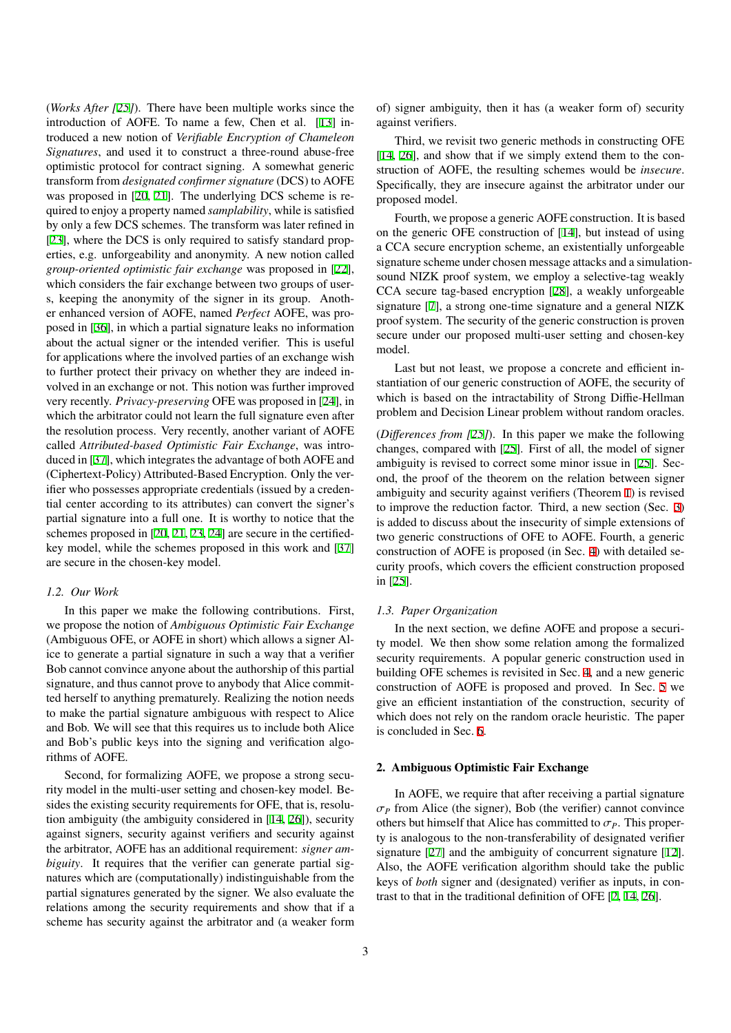(*Works After [25]*). There have been multiple works since the introduction of AOFE. To name a few, Chen et al. [13] introduced a new notion of *Verifiable Encryption of Chameleon Signatures*, and used it to construct a three-round abuse-free optimistic protocol for contract signing. A somewhat generic transform from *designated confirmer signature* (DCS) to AOFE was proposed in [20, 21]. The underlying DCS scheme is required to enjoy a property named *samplability*, while is satisfied by only a few DCS schemes. The transform was later refined in [23], where the DCS is only required to satisfy standard properties, e.g. unforgeability and anonymity. A new notion called *group-oriented optimistic fair exchange* was proposed in [22], which considers the fair exchange between two groups of users, keeping the anonymity of the signer in its group. Another enhanced version of AOFE, named *Perfect* AOFE, was proposed in [36], in which a partial signature leaks no information about the actual signer or the intended verifier. This is useful for applications where the involved parties of an exchange wish to further protect their privacy on whether they are indeed involved in an exchange or not. This notion was further improved very recently. *Privacy-preserving* OFE was proposed in [24], in which the arbitrator could not learn the full signature even after the resolution process. Very recently, another variant of AOFE called *Attributed-based Optimistic Fair Exchange*, was introduced in [37], which integrates the advantage of both AOFE and (Ciphertext-Policy) Attributed-Based Encryption. Only the verifier who possesses appropriate credentials (issued by a credential center according to its attributes) can convert the signer's partial signature into a full one. It is worthy to notice that the schemes proposed in [20, 21, 23, 24] are secure in the certified-key model, while the schemes proposed in this work and [37] are secure in the chosen-key model.

### 1.2. Our Work

In this paper we make the following contributions. First, we propose the notion of *Ambiguous Optimistic Fair Exchange* (Ambiguous OFE, or AOFE in short) which allows a signer Alice to generate a partial signature in such a way that a verifier Bob cannot convince anyone about the authorship of this partial signature, and thus cannot prove to anybody that Alice committed herself to anything prematurely. Realizing the notion needs to make the partial signature ambiguous with respect to Alice and Bob. We will see that this requires us to include both Alice and Bob's public keys into the signing and verification algorithms of AOFE.

Second, for formalizing AOFE, we propose a strong security model in the multi-user setting and chosen-key model. Besides the existing security requirements for OFE, that is, resolution ambiguity (the ambiguity considered in [14, 26]), security against signers, security against verifiers and security against the arbitrator, AOFE has an additional requirement: *signer ambiguity*. It requires that the verifier can generate partial signatures which are (computationally) indistinguishable from the partial signatures generated by the signer. We also evaluate the relations among the security requirements and show that if a scheme has security against the arbitrator and (a weaker form of) signer ambiguity, then it has (a weaker form of) security against verifiers.

Third, we revisit two generic methods in constructing OFE [14, 26], and show that if we simply extend them to the construction of AOFE, the resulting schemes would be *insecure*. Specifically, they are insecure against the arbitrator under our proposed model.

Fourth, we propose a generic AOFE construction. It is based on the generic OFE construction of [14], but instead of using a CCA secure encryption scheme, an existentially unforgeable signature scheme under chosen message attacks and a simulation-sound NIZK proof system, we employ a selective-tag weakly CCA secure tag-based encryption [28], a weakly unforgeable signature [7], a strong one-time signature and a general NIZK proof system. The security of the generic construction is proven secure under our proposed multi-user setting and chosen-key model.

Last but not least, we propose a concrete and efficient instantiation of our generic construction of AOFE, the security of which is based on the intractability of Strong Diffie-Hellman problem and Decision Linear problem without random oracles.

(*Differences from [25]*). In this paper we make the following changes, compared with [25]. First of all, the model of signer ambiguity is revised to correct some minor issue in [25]. Second, the proof of the theorem on the relation between signer ambiguity and security against verifiers (Theorem 1) is revised to improve the reduction factor. Third, a new section (Sec. 3) is added to discuss about the insecurity of simple extensions of two generic constructions of OFE to AOFE. Fourth, a generic construction of AOFE is proposed (in Sec. 4) with detailed security proofs, which covers the efficient construction proposed in [25].

### 1.3. Paper Organization

In the next section, we define AOFE and propose a security model. We then show some relation among the formalized security requirements. A popular generic construction used in building OFE schemes is revisited in Sec. 4, and a new generic construction of AOFE is proposed and proved. In Sec. 5 we give an efficient instantiation of the construction, security of which does not rely on the random oracle heuristic. The paper is concluded in Sec. 6.

## 2. Ambiguous Optimistic Fair Exchange

In AOFE, we require that after receiving a partial signature $\sigma_P$ from Alice (the signer), Bob (the verifier) cannot convince others but himself that Alice has committed to $\sigma_P$. This property is analogous to the non-transferability of designated verifier signature [27] and the ambiguity of concurrent signature [12]. Also, the AOFE verification algorithm should take the public keys of *both* signer and (designated) verifier as inputs, in contrast to that in the traditional definition of OFE [2, 14, 26].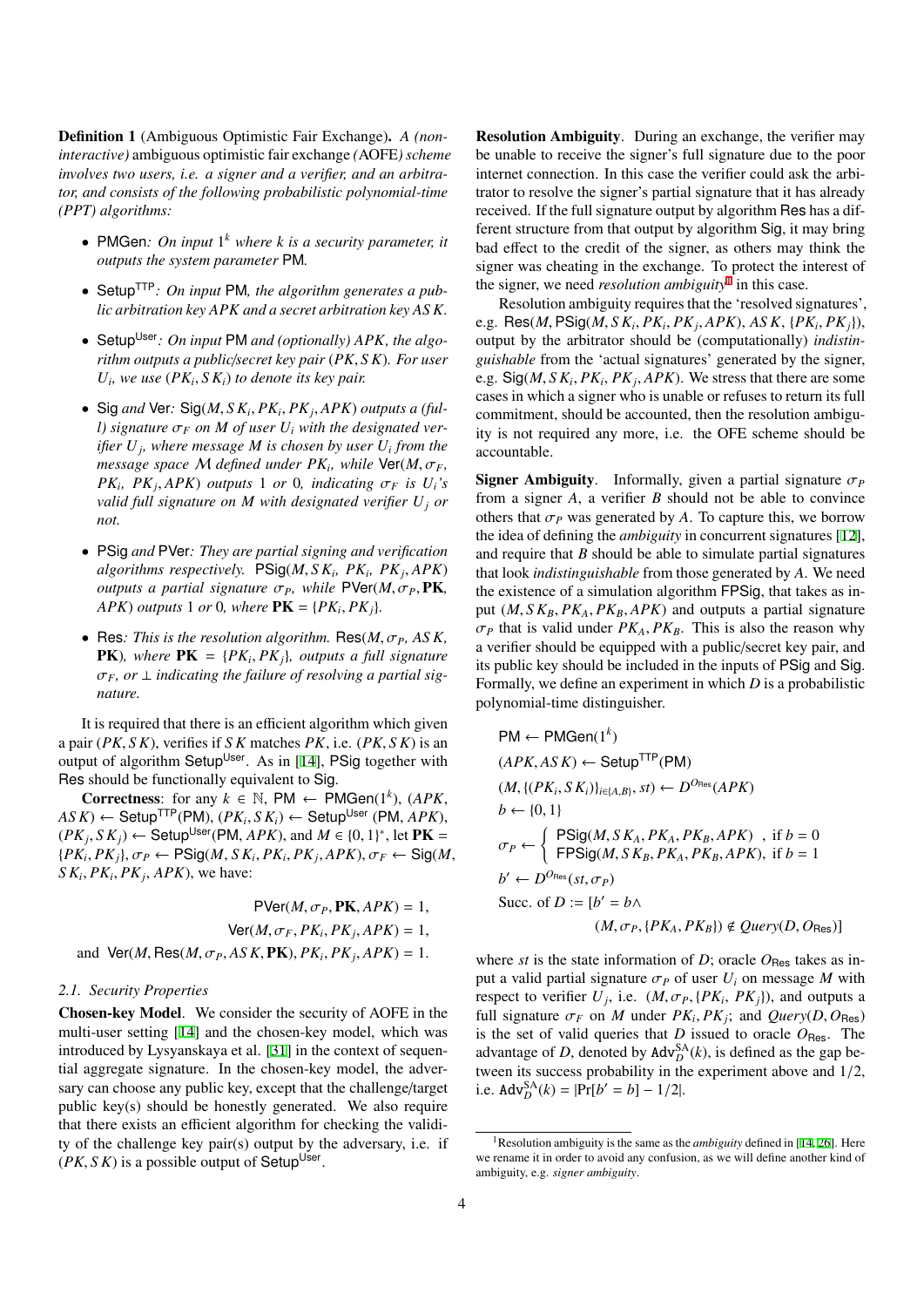**Definition 1** (Ambiguous Optimistic Fair Exchange)**.** *A (non-interactive) ambiguous optimistic fair exchange (*AOFE*) scheme involves two users, i.e. a signer and a verifier, and an arbitrator, and consists of the following probabilistic polynomial-time (PPT) algorithms:*

- $\mathsf{PMGen}$*: On input $1^k$ where $k$ is a security parameter, it outputs the system parameter* $\mathsf{PM}$*.*
- $\mathsf{Setup}^{\mathsf{TTP}}$*: On input* $\mathsf{PM}$*, the algorithm generates a public arbitration key $APK$ and a secret arbitration key $ASK$.*
- $\mathsf{Setup}^{\mathsf{User}}$*: On input* $\mathsf{PM}$ *and (optionally) $APK$, the algorithm outputs a public/secret key pair $(PK, SK)$. For user $U_i$, we use $(PK_i, SK_i)$ to denote its key pair.*
- $\mathsf{Sig}$ *and* $\mathsf{Ver}$*:* $\mathsf{Sig}(M, SK_i, PK_i, PK_j, APK)$ *outputs a (full) signature $\sigma_F$ on $M$ of user $U_i$ with the designated verifier $U_j$, where message $M$ is chosen by user $U_i$ from the message space $\mathcal{M}$ defined under $PK_i$, while* $\mathsf{Ver}(M, \sigma_F, PK_i, PK_j, APK)$ *outputs 1 or 0, indicating $\sigma_F$ is $U_i$'s valid full signature on $M$ with designated verifier $U_j$ or not.*
- $\mathsf{PSig}$ *and* $\mathsf{PVer}$*: They are partial signing and verification algorithms respectively.* $\mathsf{PSig}(M, SK_i, PK_i, PK_j, APK)$ *outputs a partial signature $\sigma_P$, while* $\mathsf{PVer}(M, \sigma_P, \mathbf{PK}, APK)$ *outputs 1 or 0, where $\mathbf{PK} = \{PK_i, PK_j\}$.*
- $\mathsf{Res}$*: This is the resolution algorithm.* $\mathsf{Res}(M, \sigma_P, ASK, \mathbf{PK})$*, where $\mathbf{PK} = \{PK_i, PK_j\}$, outputs a full signature $\sigma_F$, or $\perp$ indicating the failure of resolving a partial signature.*

It is required that there is an efficient algorithm which given a pair $(PK, SK)$, verifies if $SK$ matches $PK$, i.e. $(PK, SK)$ is an output of algorithm $\mathsf{Setup}^{\mathsf{User}}$. As in [14], $\mathsf{PSig}$ together with $\mathsf{Res}$ should be functionally equivalent to $\mathsf{Sig}$.

**Correctness**: for any $k \in \mathbb{N}$, $\mathsf{PM} \leftarrow \mathsf{PMGen}(1^k)$, $(APK, ASK) \leftarrow \mathsf{Setup}^{\mathsf{TTP}}(\mathsf{PM})$, $(PK_i, SK_i) \leftarrow \mathsf{Setup}^{\mathsf{User}}(\mathsf{PM}, APK)$, $(PK_j, SK_j) \leftarrow \mathsf{Setup}^{\mathsf{User}}(\mathsf{PM}, APK)$, and $M \in \{0,1\}^*$, let $\mathbf{PK} = \{PK_i, PK_j\}$, $\sigma_P \leftarrow \mathsf{PSig}(M, SK_i, PK_i, PK_j, APK)$, $\sigma_F \leftarrow \mathsf{Sig}(M, SK_i, PK_i, PK_j, APK)$, we have:

$$\mathsf{PVer}(M, \sigma_P, \mathbf{PK}, APK) = 1,$$

$$\mathsf{Ver}(M, \sigma_F, PK_i, PK_j, APK) = 1,$$

$$\text{and } \mathsf{Ver}(M, \mathsf{Res}(M, \sigma_P, ASK, \mathbf{PK}), PK_i, PK_j, APK) = 1.$$

### 2.1. Security Properties

**Chosen-key Model**. We consider the security of AOFE in the multi-user setting [14] and the chosen-key model, which was introduced by Lysyanskaya et al. [31] in the context of sequential aggregate signature. In the chosen-key model, the adversary can choose any public key, except that the challenge/target public key(s) should be honestly generated. We also require that there exists an efficient algorithm for checking the validity of the challenge key pair(s) output by the adversary, i.e. if $(PK, SK)$ is a possible output of $\mathsf{Setup}^{\mathsf{User}}$.

**Resolution Ambiguity**. During an exchange, the verifier may be unable to receive the signer's full signature due to the poor internet connection. In this case the verifier could ask the arbitrator to resolve the signer's partial signature that it has already received. If the full signature output by algorithm $\mathsf{Res}$ has a different structure from that output by algorithm $\mathsf{Sig}$, it may bring bad effect to the credit of the signer, as others may think the signer was cheating in the exchange. To protect the interest of the signer, we need *resolution ambiguity*[1] in this case.

Resolution ambiguity requires that the 'resolved signatures', e.g. $\mathsf{Res}(M, \mathsf{PSig}(M, SK_i, PK_i, PK_j, APK), ASK, \{PK_i, PK_j\})$, output by the arbitrator should be (computationally) *indistinguishable* from the 'actual signatures' generated by the signer, e.g. $\mathsf{Sig}(M, SK_i, PK_i, PK_j, APK)$. We stress that there are some cases in which a signer who is unable or refuses to return its full commitment, should be accounted, then the resolution ambiguity is not required any more, i.e. the OFE scheme should be accountable.

**Signer Ambiguity**. Informally, given a partial signature $\sigma_P$ from a signer $A$, a verifier $B$ should not be able to convince others that $\sigma_P$ was generated by $A$. To capture this, we borrow the idea of defining the *ambiguity* in concurrent signatures [12], and require that $B$ should be able to simulate partial signatures that look *indistinguishable* from those generated by $A$. We need the existence of a simulation algorithm $\mathsf{FPSig}$, that takes as input $(M, SK_B, PK_A, PK_B, APK)$ and outputs a partial signature $\sigma_P$ that is valid under $PK_A, PK_B$. This is also the reason why a verifier should be equipped with a public/secret key pair, and its public key should be included in the inputs of $\mathsf{PSig}$ and $\mathsf{Sig}$. Formally, we define an experiment in which $D$ is a probabilistic polynomial-time distinguisher.

$$\begin{aligned}
&\mathsf{PM} \leftarrow \mathsf{PMGen}(1^k)\\
&(APK, ASK) \leftarrow \mathsf{Setup}^{\mathsf{TTP}}(\mathsf{PM})\\
&(M, \{(PK_i, SK_i)\}_{i \in \{A,B\}}, st) \leftarrow D^{O_{\mathsf{Res}}}(APK)\\
&b \leftarrow \{0,1\}\\
&\sigma_P \leftarrow \begin{cases} \mathsf{PSig}(M, SK_A, PK_A, PK_B, APK) & \text{, if } b = 0\\ \mathsf{FPSig}(M, SK_B, PK_A, PK_B, APK), & \text{if } b = 1 \end{cases}\\
&b' \leftarrow D^{O_{\mathsf{Res}}}(st, \sigma_P)\\
&\text{Succ. of } D := [b' = b \wedge\\
&\qquad\qquad (M, \sigma_P, \{PK_A, PK_B\}) \notin Query(D, O_{\mathsf{Res}})]
\end{aligned}$$

where $st$ is the state information of $D$; oracle $O_{\mathsf{Res}}$ takes as input a valid partial signature $\sigma_P$ of user $U_i$ on message $M$ with respect to verifier $U_j$, i.e. $(M, \sigma_P, \{PK_i, PK_j\})$, and outputs a full signature $\sigma_F$ on $M$ under $PK_i, PK_j$; and $Query(D, O_{\mathsf{Res}})$ is the set of valid queries that $D$ issued to oracle $O_{\mathsf{Res}}$. The advantage of $D$, denoted by $\mathtt{Adv}_D^{\mathrm{SA}}(k)$, is defined as the gap between its success probability in the experiment above and $1/2$, i.e. $\mathtt{Adv}_D^{\mathrm{SA}}(k) = |\Pr[b' = b] - 1/2|$.

---

[1] Resolution ambiguity is the same as the *ambiguity* defined in [14, 26]. Here we rename it in order to avoid any confusion, as we will define another kind of ambiguity, e.g. *signer ambiguity*.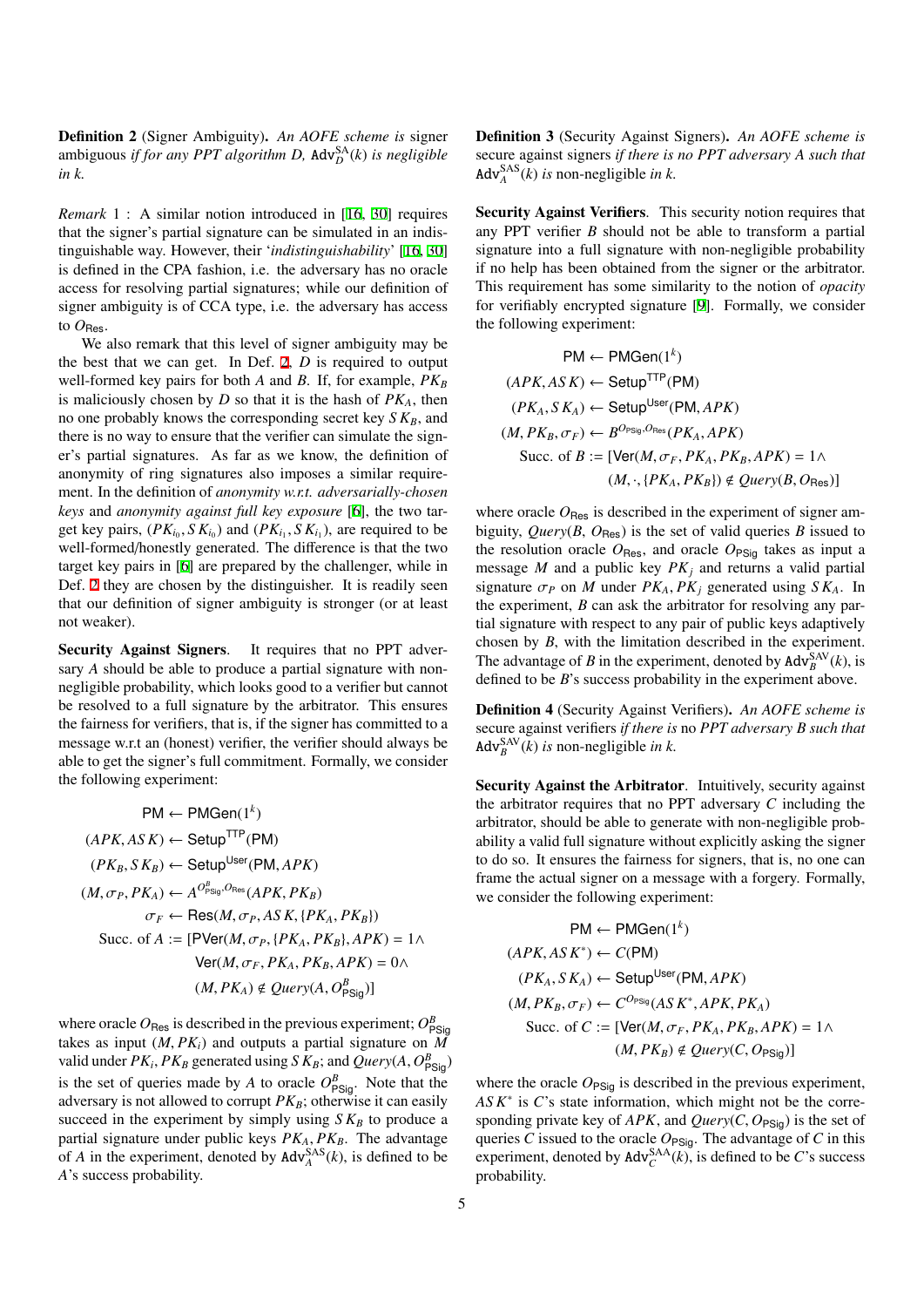**Definition 2** (Signer Ambiguity)**.** *An AOFE scheme is* signer ambiguous *if for any PPT algorithm D,* $\text{Adv}_D^{\text{SA}}(k)$ *is negligible in k.*

*Remark* 1 : A similar notion introduced in [16, 30] requires that the signer's partial signature can be simulated in an indistinguishable way. However, their '*indistinguishability*' [16, 30] is defined in the CPA fashion, i.e. the adversary has no oracle access for resolving partial signatures; while our definition of signer ambiguity is of CCA type, i.e. the adversary has access to $O_{\text{Res}}$.

We also remark that this level of signer ambiguity may be the best that we can get. In Def. 2, $D$ is required to output well-formed key pairs for both $A$ and $B$. If, for example, $PK_B$ is maliciously chosen by $D$ so that it is the hash of $PK_A$, then no one probably knows the corresponding secret key $SK_B$, and there is no way to ensure that the verifier can simulate the signer's partial signatures. As far as we know, the definition of anonymity of ring signatures also imposes a similar requirement. In the definition of *anonymity w.r.t. adversarially-chosen keys* and *anonymity against full key exposure* [6], the two target key pairs, $(PK_{i_0}, SK_{i_0})$ and $(PK_{i_1}, SK_{i_1})$, are required to be well-formed/honestly generated. The difference is that the two target key pairs in [6] are prepared by the challenger, while in Def. 2 they are chosen by the distinguisher. It is readily seen that our definition of signer ambiguity is stronger (or at least not weaker).

**Security Against Signers**. It requires that no PPT adversary $A$ should be able to produce a partial signature with non-negligible probability, which looks good to a verifier but cannot be resolved to a full signature by the arbitrator. This ensures the fairness for verifiers, that is, if the signer has committed to a message w.r.t an (honest) verifier, the verifier should always be able to get the signer's full commitment. Formally, we consider the following experiment:

$$
\begin{aligned}
\mathsf{PM} &\leftarrow \mathsf{PMGen}(1^k) \\
(APK, ASK) &\leftarrow \mathsf{Setup}^{\mathsf{TTP}}(\mathsf{PM}) \\
(PK_B, SK_B) &\leftarrow \mathsf{Setup}^{\mathsf{User}}(\mathsf{PM}, APK) \\
(M, \sigma_P, PK_A) &\leftarrow A^{O^B_{\mathsf{PSig}}, O_{\mathsf{Res}}}(APK, PK_B) \\
\sigma_F &\leftarrow \mathsf{Res}(M, \sigma_P, ASK, \{PK_A, PK_B\}) \\
\text{Succ. of } A &:= [\mathsf{PVer}(M, \sigma_P, \{PK_A, PK_B\}, APK) = 1 \wedge \\
&\qquad \mathsf{Ver}(M, \sigma_F, PK_A, PK_B, APK) = 0 \wedge \\
&\qquad (M, PK_A) \notin Query(A, O^B_{\mathsf{PSig}})]
\end{aligned}
$$

where oracle $O_{\text{Res}}$ is described in the previous experiment; $O^B_{\text{PSig}}$ takes as input $(M, PK_i)$ and outputs a partial signature on $M$ valid under $PK_i, PK_B$ generated using $SK_B$; and $Query(A, O^B_{\text{PSig}})$ is the set of queries made by $A$ to oracle $O^B_{\text{PSig}}$. Note that the adversary is not allowed to corrupt $PK_B$; otherwise it can easily succeed in the experiment by simply using $SK_B$ to produce a partial signature under public keys $PK_A, PK_B$. The advantage of $A$ in the experiment, denoted by $\text{Adv}_A^{\text{SAS}}(k)$, is defined to be $A$'s success probability.

**Definition 3** (Security Against Signers)**.** *An AOFE scheme is* secure against signers *if there is no PPT adversary A such that* $\text{Adv}_A^{\text{SAS}}(k)$ *is* non-negligible *in k.*

**Security Against Verifiers**. This security notion requires that any PPT verifier $B$ should not be able to transform a partial signature into a full signature with non-negligible probability if no help has been obtained from the signer or the arbitrator. This requirement has some similarity to the notion of *opacity* for verifiably encrypted signature [9]. Formally, we consider the following experiment:

$$
\begin{aligned}
\mathsf{PM} &\leftarrow \mathsf{PMGen}(1^k) \\
(APK, ASK) &\leftarrow \mathsf{Setup}^{\mathsf{TTP}}(\mathsf{PM}) \\
(PK_A, SK_A) &\leftarrow \mathsf{Setup}^{\mathsf{User}}(\mathsf{PM}, APK) \\
(M, PK_B, \sigma_F) &\leftarrow B^{O_{\mathsf{PSig}}, O_{\mathsf{Res}}}(PK_A, APK) \\
\text{Succ. of } B &:= [\mathsf{Ver}(M, \sigma_F, PK_A, PK_B, APK) = 1 \wedge \\
&\qquad (M, \cdot, \{PK_A, PK_B\}) \notin Query(B, O_{\mathsf{Res}})]
\end{aligned}
$$

where oracle $O_{\text{Res}}$ is described in the experiment of signer ambiguity, $Query(B, O_{\text{Res}})$ is the set of valid queries $B$ issued to the resolution oracle $O_{\text{Res}}$, and oracle $O_{\text{PSig}}$ takes as input a message $M$ and a public key $PK_j$ and returns a valid partial signature $\sigma_P$ on $M$ under $PK_A, PK_j$ generated using $SK_A$. In the experiment, $B$ can ask the arbitrator for resolving any partial signature with respect to any pair of public keys adaptively chosen by $B$, with the limitation described in the experiment. The advantage of $B$ in the experiment, denoted by $\text{Adv}_B^{\text{SAV}}(k)$, is defined to be $B$'s success probability in the experiment above.

**Definition 4** (Security Against Verifiers)**.** *An AOFE scheme is* secure against verifiers *if there is* no *PPT adversary B such that* $\text{Adv}_B^{\text{SAV}}(k)$ *is* non-negligible *in k.*

**Security Against the Arbitrator**. Intuitively, security against the arbitrator requires that no PPT adversary $C$ including the arbitrator, should be able to generate with non-negligible probability a valid full signature without explicitly asking the signer to do so. It ensures the fairness for signers, that is, no one can frame the actual signer on a message with a forgery. Formally, we consider the following experiment:

$$
\begin{aligned}
\mathsf{PM} &\leftarrow \mathsf{PMGen}(1^k) \\
(APK, ASK^*) &\leftarrow C(\mathsf{PM}) \\
(PK_A, SK_A) &\leftarrow \mathsf{Setup}^{\mathsf{User}}(\mathsf{PM}, APK) \\
(M, PK_B, \sigma_F) &\leftarrow C^{O_{\mathsf{PSig}}}(ASK^*, APK, PK_A) \\
\text{Succ. of } C &:= [\mathsf{Ver}(M, \sigma_F, PK_A, PK_B, APK) = 1 \wedge \\
&\qquad (M, PK_B) \notin Query(C, O_{\mathsf{PSig}})]
\end{aligned}
$$

where the oracle $O_{\text{PSig}}$ is described in the previous experiment, $ASK^*$ is $C$'s state information, which might not be the corresponding private key of $APK$, and $Query(C, O_{\text{PSig}})$ is the set of queries $C$ issued to the oracle $O_{\text{PSig}}$. The advantage of $C$ in this experiment, denoted by $\text{Adv}_C^{\text{SAA}}(k)$, is defined to be $C$'s success probability.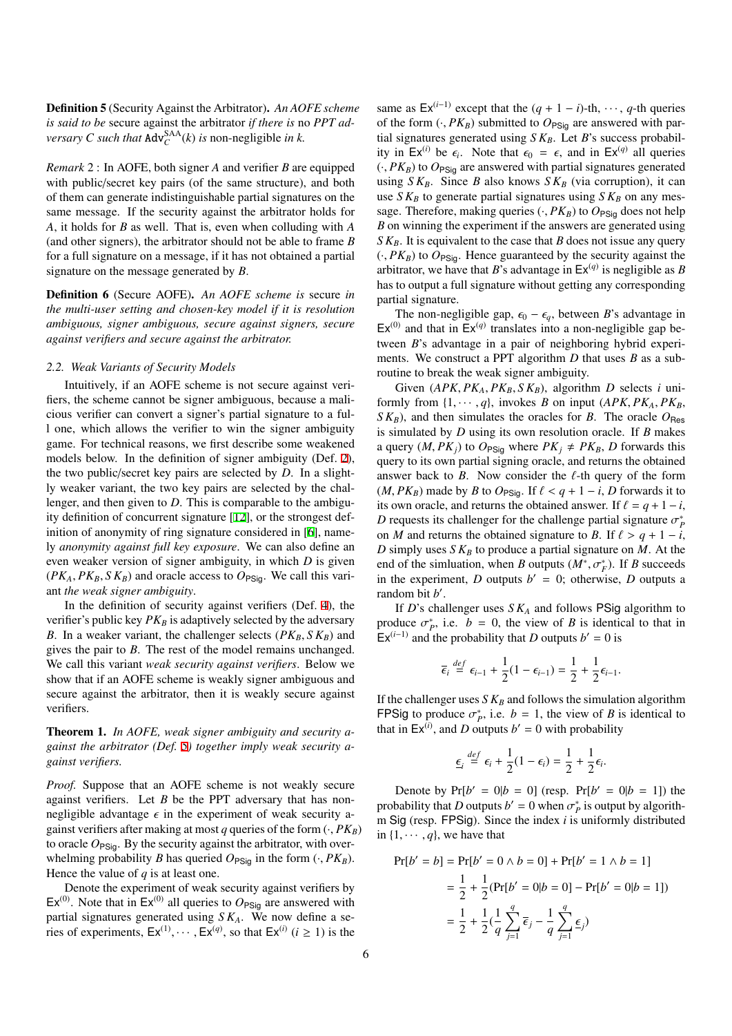**Definition 5** (Security Against the Arbitrator)**.** *An AOFE scheme is said to be* secure against the arbitrator *if there is* no *PPT adversary $C$ such that $\mathtt{Adv}_C^{\mathrm{SAA}}(k)$ is* non-negligible *in k.*

*Remark* 2 : In AOFE, both signer $A$ and verifier $B$ are equipped with public/secret key pairs (of the same structure), and both of them can generate indistinguishable partial signatures on the same message. If the security against the arbitrator holds for $A$, it holds for $B$ as well. That is, even when colluding with $A$ (and other signers), the arbitrator should not be able to frame $B$ for a full signature on a message, if it has not obtained a partial signature on the message generated by $B$.

**Definition 6** (Secure AOFE)**.** *An AOFE scheme is* secure *in the multi-user setting and chosen-key model if it is resolution ambiguous, signer ambiguous, secure against signers, secure against verifiers and secure against the arbitrator.*

### *2.2. Weak Variants of Security Models*

Intuitively, if an AOFE scheme is not secure against verifiers, the scheme cannot be signer ambiguous, because a malicious verifier can convert a signer's partial signature to a full one, which allows the verifier to win the signer ambiguity game. For technical reasons, we first describe some weakened models below. In the definition of signer ambiguity (Def. 2), the two public/secret key pairs are selected by $D$. In a slightly weaker variant, the two key pairs are selected by the challenger, and then given to $D$. This is comparable to the ambiguity definition of concurrent signature [12], or the strongest definition of anonymity of ring signature considered in [6], namely *anonymity against full key exposure*. We can also define an even weaker version of signer ambiguity, in which $D$ is given $(PK_A, PK_B, SK_B)$ and oracle access to $O_{\mathsf{PSig}}$. We call this variant *the weak signer ambiguity*.

In the definition of security against verifiers (Def. 4), the verifier's public key $PK_B$ is adaptively selected by the adversary $B$. In a weaker variant, the challenger selects $(PK_B, SK_B)$ and gives the pair to $B$. The rest of the model remains unchanged. We call this variant *weak security against verifiers*. Below we show that if an AOFE scheme is weakly signer ambiguous and secure against the arbitrator, then it is weakly secure against verifiers.

**Theorem 1.** *In AOFE, weak signer ambiguity and security against the arbitrator (Def. 5) together imply weak security against verifiers.*

*Proof.* Suppose that an AOFE scheme is not weakly secure against verifiers. Let $B$ be the PPT adversary that has non-negligible advantage $\epsilon$ in the experiment of weak security against verifiers after making at most $q$ queries of the form $(\cdot, PK_B)$ to oracle $O_{\mathsf{PSig}}$. By the security against the arbitrator, with overwhelming probability $B$ has queried $O_{\mathsf{PSig}}$ in the form $(\cdot, PK_B)$. Hence the value of $q$ is at least one.

Denote the experiment of weak security against verifiers by $\mathsf{Ex}^{(0)}$. Note that in $\mathsf{Ex}^{(0)}$ all queries to $O_{\mathsf{PSig}}$ are answered with partial signatures generated using $SK_A$. We now define a series of experiments, $\mathsf{Ex}^{(1)}, \cdots, \mathsf{Ex}^{(q)}$, so that $\mathsf{Ex}^{(i)}$ $(i \geq 1)$ is the same as $\mathsf{Ex}^{(i-1)}$ except that the $(q+1-i)$-th, $\cdots$, $q$-th queries of the form $(\cdot, PK_B)$ submitted to $O_{\mathsf{PSig}}$ are answered with partial signatures generated using $SK_B$. Let $B$'s success probability in $\mathsf{Ex}^{(i)}$ be $\epsilon_i$. Note that $\epsilon_0 = \epsilon$, and in $\mathsf{Ex}^{(q)}$ all queries $(\cdot, PK_B)$ to $O_{\mathsf{PSig}}$ are answered with partial signatures generated using $SK_B$. Since $B$ also knows $SK_B$ (via corruption), it can use $SK_B$ to generate partial signatures using $SK_B$ on any message. Therefore, making queries $(\cdot, PK_B)$ to $O_{\mathsf{PSig}}$ does not help $B$ on winning the experiment if the answers are generated using $SK_B$. It is equivalent to the case that $B$ does not issue any query $(\cdot, PK_B)$ to $O_{\mathsf{PSig}}$. Hence guaranteed by the security against the arbitrator, we have that $B$'s advantage in $\mathsf{Ex}^{(q)}$ is negligible as $B$ has to output a full signature without getting any corresponding partial signature.

The non-negligible gap, $\epsilon_0 - \epsilon_q$, between $B$'s advantage in $\mathsf{Ex}^{(0)}$ and that in $\mathsf{Ex}^{(q)}$ translates into a non-negligible gap between $B$'s advantage in a pair of neighboring hybrid experiments. We construct a PPT algorithm $D$ that uses $B$ as a subroutine to break the weak signer ambiguity.

Given $(APK, PK_A, PK_B, SK_B)$, algorithm $D$ selects $i$ uniformly from $\{1, \cdots, q\}$, invokes $B$ on input $(APK, PK_A, PK_B, SK_B)$, and then simulates the oracles for $B$. The oracle $O_{\mathsf{Res}}$ is simulated by $D$ using its own resolution oracle. If $B$ makes a query $(M, PK_j)$ to $O_{\mathsf{PSig}}$ where $PK_j \neq PK_B$, $D$ forwards this query to its own partial signing oracle, and returns the obtained answer back to $B$. Now consider the $\ell$-th query of the form $(M, PK_B)$ made by $B$ to $O_{\mathsf{PSig}}$. If $\ell < q+1-i$, $D$ forwards it to its own oracle, and returns the obtained answer. If $\ell = q+1-i$, $D$ requests its challenger for the challenge partial signature $\sigma_P^*$ on $M$ and returns the obtained signature to $B$. If $\ell > q+1-i$, $D$ simply uses $SK_B$ to produce a partial signature on $M$. At the end of the simluation, when $B$ outputs $(M^*, \sigma_F^*)$. If $B$ succeeds in the experiment, $D$ outputs $b' = 0$; otherwise, $D$ outputs a random bit $b'$.

If $D$'s challenger uses $SK_A$ and follows $\mathsf{PSig}$ algorithm to produce $\sigma_P^*$, i.e. $b = 0$, the view of $B$ is identical to that in $\mathsf{Ex}^{(i-1)}$ and the probability that $D$ outputs $b' = 0$ is

$$\overline{\epsilon}_i \stackrel{def}{=} \epsilon_{i-1} + \frac{1}{2}(1 - \epsilon_{i-1}) = \frac{1}{2} + \frac{1}{2}\epsilon_{i-1}.$$

If the challenger uses $SK_B$ and follows the simulation algorithm $\mathsf{FPSig}$ to produce $\sigma_P^*$, i.e. $b = 1$, the view of $B$ is identical to that in $\mathsf{Ex}^{(i)}$, and $D$ outputs $b' = 0$ with probability

$$\underline{\epsilon}_i \stackrel{def}{=} \epsilon_i + \frac{1}{2}(1 - \epsilon_i) = \frac{1}{2} + \frac{1}{2}\epsilon_i.$$

Denote by $\Pr[b' = 0 | b = 0]$ (resp. $\Pr[b' = 0 | b = 1]$) the probability that $D$ outputs $b' = 0$ when $\sigma_P^*$ is output by algorithm $\mathsf{Sig}$ (resp. $\mathsf{FPSig}$). Since the index $i$ is uniformly distributed in $\{1, \cdots, q\}$, we have that

$$\begin{aligned}
\Pr[b' = b] &= \Pr[b' = 0 \wedge b = 0] + \Pr[b' = 1 \wedge b = 1] \\
&= \frac{1}{2} + \frac{1}{2}(\Pr[b' = 0 | b = 0] - \Pr[b' = 0 | b = 1]) \\
&= \frac{1}{2} + \frac{1}{2}\Big(\frac{1}{q}\sum_{j=1}^{q}\overline{\epsilon}_j - \frac{1}{q}\sum_{j=1}^{q}\underline{\epsilon}_j\Big)
\end{aligned}$$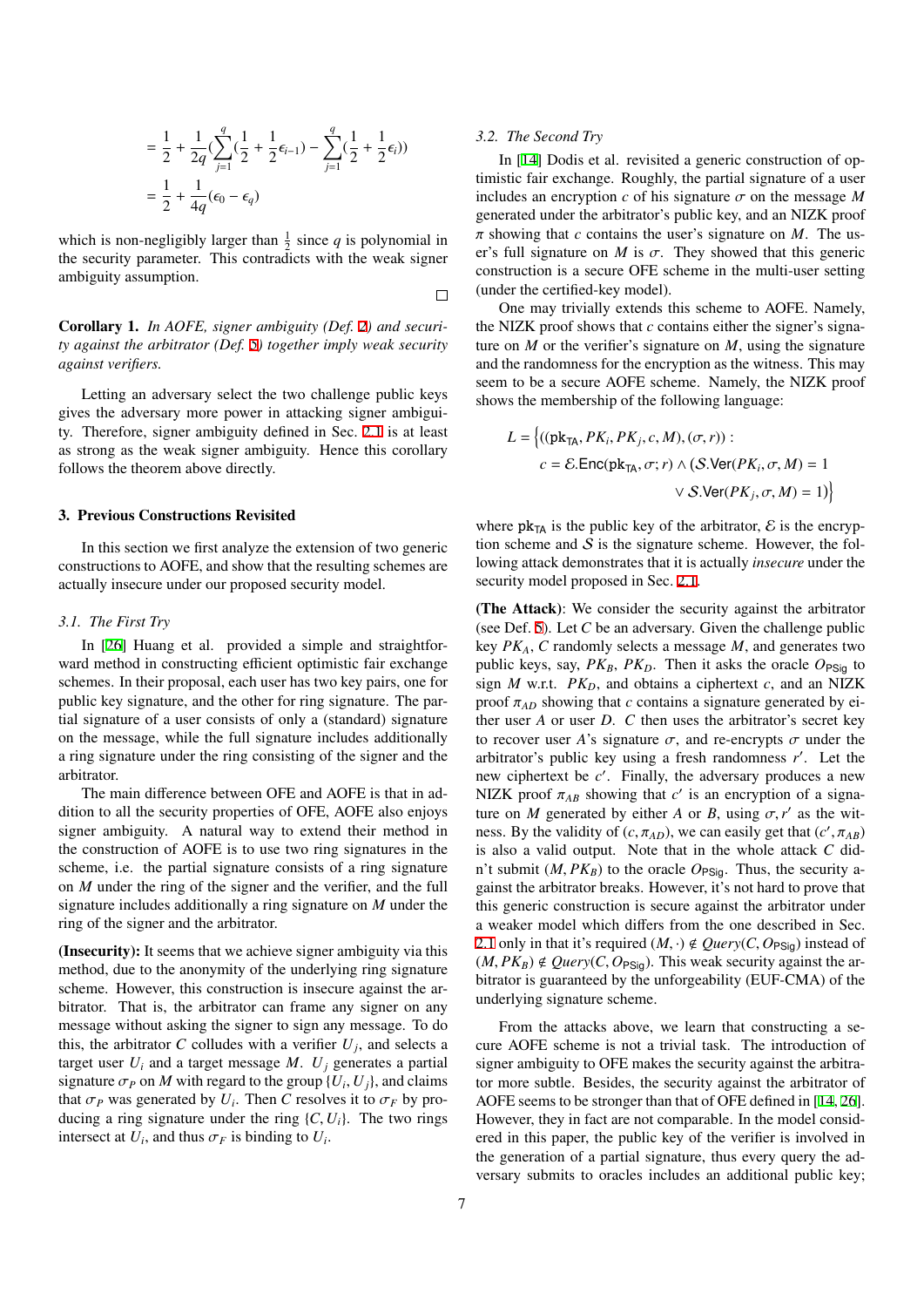$$= \frac{1}{2} + \frac{1}{2q}\left(\sum_{j=1}^{q}\left(\frac{1}{2} + \frac{1}{2}\epsilon_{i-1}\right) - \sum_{j=1}^{q}\left(\frac{1}{2} + \frac{1}{2}\epsilon_i\right)\right)$$

$$= \frac{1}{2} + \frac{1}{4q}(\epsilon_0 - \epsilon_q)$$

which is non-negligibly larger than $\frac{1}{2}$ since $q$ is polynomial in the security parameter. This contradicts with the weak signer ambiguity assumption. □

**Corollary 1.** *In AOFE, signer ambiguity (Def. 2) and security against the arbitrator (Def. 5) together imply weak security against verifiers.*

Letting an adversary select the two challenge public keys gives the adversary more power in attacking signer ambiguity. Therefore, signer ambiguity defined in Sec. 2.1 is at least as strong as the weak signer ambiguity. Hence this corollary follows the theorem above directly.

## 3. Previous Constructions Revisited

In this section we first analyze the extension of two generic constructions to AOFE, and show that the resulting schemes are actually insecure under our proposed security model.

### 3.1. The First Try

In [26] Huang et al. provided a simple and straightforward method in constructing efficient optimistic fair exchange schemes. In their proposal, each user has two key pairs, one for public key signature, and the other for ring signature. The partial signature of a user consists of only a (standard) signature on the message, while the full signature includes additionally a ring signature under the ring consisting of the signer and the arbitrator.

The main difference between OFE and AOFE is that in addition to all the security properties of OFE, AOFE also enjoys signer ambiguity. A natural way to extend their method in the construction of AOFE is to use two ring signatures in the scheme, i.e. the partial signature consists of a ring signature on $M$ under the ring of the signer and the verifier, and the full signature includes additionally a ring signature on $M$ under the ring of the signer and the arbitrator.

**(Insecurity):** It seems that we achieve signer ambiguity via this method, due to the anonymity of the underlying ring signature scheme. However, this construction is insecure against the arbitrator. That is, the arbitrator can frame any signer on any message without asking the signer to sign any message. To do this, the arbitrator $C$ colludes with a verifier $U_j$, and selects a target user $U_i$ and a target message $M$. $U_j$ generates a partial signature $\sigma_P$ on $M$ with regard to the group $\{U_i, U_j\}$, and claims that $\sigma_P$ was generated by $U_i$. Then $C$ resolves it to $\sigma_F$ by producing a ring signature under the ring $\{C, U_i\}$. The two rings intersect at $U_i$, and thus $\sigma_F$ is binding to $U_i$.

### 3.2. The Second Try

In [14] Dodis et al. revisited a generic construction of optimistic fair exchange. Roughly, the partial signature of a user includes an encryption $c$ of his signature $\sigma$ on the message $M$ generated under the arbitrator's public key, and an NIZK proof $\pi$ showing that $c$ contains the user's signature on $M$. The user's full signature on $M$ is $\sigma$. They showed that this generic construction is a secure OFE scheme in the multi-user setting (under the certified-key model).

One may trivially extends this scheme to AOFE. Namely, the NIZK proof shows that $c$ contains either the signer's signature on $M$ or the verifier's signature on $M$, using the signature and the randomness for the encryption as the witness. This may seem to be a secure AOFE scheme. Namely, the NIZK proof shows the membership of the following language:

$$L = \Big\{((\mathsf{pk}_{\mathsf{TA}}, PK_i, PK_j, c, M), (\sigma, r)) :$$
$$c = \mathcal{E}.\mathsf{Enc}(\mathsf{pk}_{\mathsf{TA}}, \sigma; r) \wedge (\mathcal{S}.\mathsf{Ver}(PK_i, \sigma, M) = 1$$
$$\vee\ \mathcal{S}.\mathsf{Ver}(PK_j, \sigma, M) = 1)\Big\}.$$

where $\mathsf{pk}_{\mathsf{TA}}$ is the public key of the arbitrator, $\mathcal{E}$ is the encryption scheme and $\mathcal{S}$ is the signature scheme. However, the following attack demonstrates that it is actually *insecure* under the security model proposed in Sec. 2.1.

**(The Attack)**: We consider the security against the arbitrator (see Def. 5). Let $C$ be an adversary. Given the challenge public key $PK_A$, $C$ randomly selects a message $M$, and generates two public keys, say, $PK_B$, $PK_D$. Then it asks the oracle $O_{\mathsf{PSig}}$ to sign $M$ w.r.t. $PK_D$, and obtains a ciphertext $c$, and an NIZK proof $\pi_{AD}$ showing that $c$ contains a signature generated by either user $A$ or user $D$. $C$ then uses the arbitrator's secret key to recover user $A$'s signature $\sigma$, and re-encrypts $\sigma$ under the arbitrator's public key using a fresh randomness $r'$. Let the new ciphertext be $c'$. Finally, the adversary produces a new NIZK proof $\pi_{AB}$ showing that $c'$ is an encryption of a signature on $M$ generated by either $A$ or $B$, using $\sigma, r'$ as the witness. By the validity of $(c, \pi_{AD})$, we can easily get that $(c', \pi_{AB})$ is also a valid output. Note that in the whole attack $C$ didn't submit $(M, PK_B)$ to the oracle $O_{\mathsf{PSig}}$. Thus, the security against the arbitrator breaks. However, it's not hard to prove that this generic construction is secure against the arbitrator under a weaker model which differs from the one described in Sec. 2.1 only in that it's required $(M, \cdot) \notin Query(C, O_{\mathsf{PSig}})$ instead of $(M, PK_B) \notin Query(C, O_{\mathsf{PSig}})$. This weak security against the arbitrator is guaranteed by the unforgeability (EUF-CMA) of the underlying signature scheme.

From the attacks above, we learn that constructing a secure AOFE scheme is not a trivial task. The introduction of signer ambiguity to OFE makes the security against the arbitrator more subtle. Besides, the security against the arbitrator of AOFE seems to be stronger than that of OFE defined in [14, 26]. However, they in fact are not comparable. In the model considered in this paper, the public key of the verifier is involved in the generation of a partial signature, thus every query the adversary submits to oracles includes an additional public key;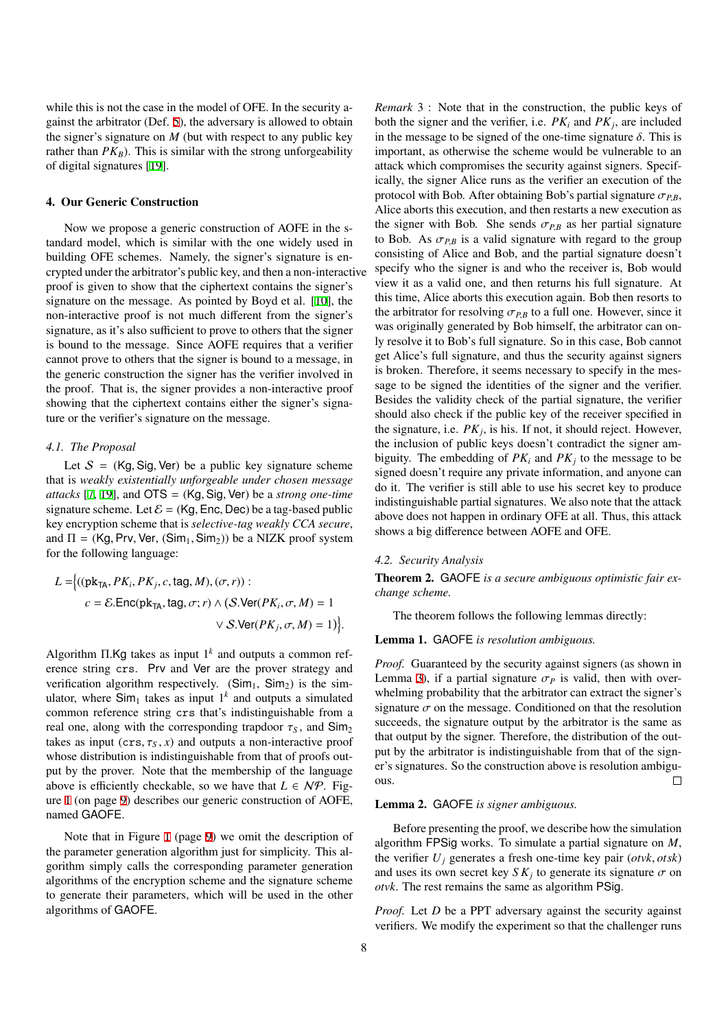while this is not the case in the model of OFE. In the security against the arbitrator (Def. 5), the adversary is allowed to obtain the signer's signature on $M$ (but with respect to any public key rather than $PK_B$). This is similar with the strong unforgeability of digital signatures [19].

## 4. Our Generic Construction

Now we propose a generic construction of AOFE in the standard model, which is similar with the one widely used in building OFE schemes. Namely, the signer's signature is encrypted under the arbitrator's public key, and then a non-interactive proof is given to show that the ciphertext contains the signer's signature on the message. As pointed by Boyd et al. [10], the non-interactive proof is not much different from the signer's signature, as it's also sufficient to prove to others that the signer is bound to the message. Since AOFE requires that a verifier cannot prove to others that the signer is bound to a message, in the generic construction the signer has the verifier involved in the proof. That is, the signer provides a non-interactive proof showing that the ciphertext contains either the signer's signature or the verifier's signature on the message.

### 4.1. The Proposal

Let $\mathcal{S}$ = (Kg, Sig, Ver) be a public key signature scheme that is *weakly existentially unforgeable under chosen message attacks* [7, 19], and OTS = (Kg, Sig, Ver) be a *strong one-time* signature scheme. Let $\mathcal{E}$ = (Kg, Enc, Dec) be a tag-based public key encryption scheme that is *selective-tag weakly CCA secure*, and $\Pi$ = (Kg, Prv, Ver, (Sim$_1$, Sim$_2$)) be a NIZK proof system for the following language:

$$
\begin{aligned}
L = \Big\{ & ((\mathsf{pk_{TA}}, PK_i, PK_j, c, \mathsf{tag}, M), (\sigma, r)) : \\
& c = \mathcal{E}.\mathsf{Enc}(\mathsf{pk_{TA}}, \mathsf{tag}, \sigma; r) \wedge (\mathcal{S}.\mathsf{Ver}(PK_i, \sigma, M) = 1 \\
& \vee \mathcal{S}.\mathsf{Ver}(PK_j, \sigma, M) = 1) \Big\}.
\end{aligned}
$$

Algorithm $\Pi$.Kg takes as input $1^k$ and outputs a common reference string crs. Prv and Ver are the prover strategy and verification algorithm respectively. (Sim$_1$, Sim$_2$) is the simulator, where Sim$_1$ takes as input $1^k$ and outputs a simulated common reference string crs that's indistinguishable from a real one, along with the corresponding trapdoor $\tau_S$, and Sim$_2$ takes as input (crs, $\tau_S$, $x$) and outputs a non-interactive proof whose distribution is indistinguishable from that of proofs output by the prover. Note that the membership of the language above is efficiently checkable, so we have that $L \in \mathcal{NP}$. Figure 1 (on page 9) describes our generic construction of AOFE, named GAOFE.

Note that in Figure 1 (page 9) we omit the description of the parameter generation algorithm just for simplicity. This algorithm simply calls the corresponding parameter generation algorithms of the encryption scheme and the signature scheme to generate their parameters, which will be used in the other algorithms of GAOFE.

*Remark* 3 : Note that in the construction, the public keys of both the signer and the verifier, i.e. $PK_i$ and $PK_j$, are included in the message to be signed of the one-time signature $\delta$. This is important, as otherwise the scheme would be vulnerable to an attack which compromises the security against signers. Specifically, the signer Alice runs as the verifier an execution of the protocol with Bob. After obtaining Bob's partial signature $\sigma_{P,B}$, Alice aborts this execution, and then restarts a new execution as the signer with Bob. She sends $\sigma_{P,B}$ as her partial signature to Bob. As $\sigma_{P,B}$ is a valid signature with regard to the group consisting of Alice and Bob, and the partial signature doesn't specify who the signer is and who the receiver is, Bob would view it as a valid one, and then returns his full signature. At this time, Alice aborts this execution again. Bob then resorts to the arbitrator for resolving $\sigma_{P,B}$ to a full one. However, since it was originally generated by Bob himself, the arbitrator can only resolve it to Bob's full signature. So in this case, Bob cannot get Alice's full signature, and thus the security against signers is broken. Therefore, it seems necessary to specify in the message to be signed the identities of the signer and the verifier. Besides the validity check of the partial signature, the verifier should also check if the public key of the receiver specified in the signature, i.e. $PK_j$, is his. If not, it should reject. However, the inclusion of public keys doesn't contradict the signer ambiguity. The embedding of $PK_i$ and $PK_j$ to the message to be signed doesn't require any private information, and anyone can do it. The verifier is still able to use his secret key to produce indistinguishable partial signatures. We also note that the attack above does not happen in ordinary OFE at all. Thus, this attack shows a big difference between AOFE and OFE.

### 4.2. Security Analysis

**Theorem 2.** GAOFE *is a secure ambiguous optimistic fair exchange scheme.*

The theorem follows the following lemmas directly:

**Lemma 1.** GAOFE *is resolution ambiguous.*

*Proof.* Guaranteed by the security against signers (as shown in Lemma 3), if a partial signature $\sigma_P$ is valid, then with overwhelming probability that the arbitrator can extract the signer's signature $\sigma$ on the message. Conditioned on that the resolution succeeds, the signature output by the arbitrator is the same as that output by the signer. Therefore, the distribution of the output by the arbitrator is indistinguishable from that of the signer's signatures. So the construction above is resolution ambiguous. □

**Lemma 2.** GAOFE *is signer ambiguous.*

Before presenting the proof, we describe how the simulation algorithm FPSig works. To simulate a partial signature on $M$, the verifier $U_j$ generates a fresh one-time key pair ($otvk$, $otsk$) and uses its own secret key $SK_j$ to generate its signature $\sigma$ on $otvk$. The rest remains the same as algorithm PSig.

*Proof.* Let $D$ be a PPT adversary against the security against verifiers. We modify the experiment so that the challenger runs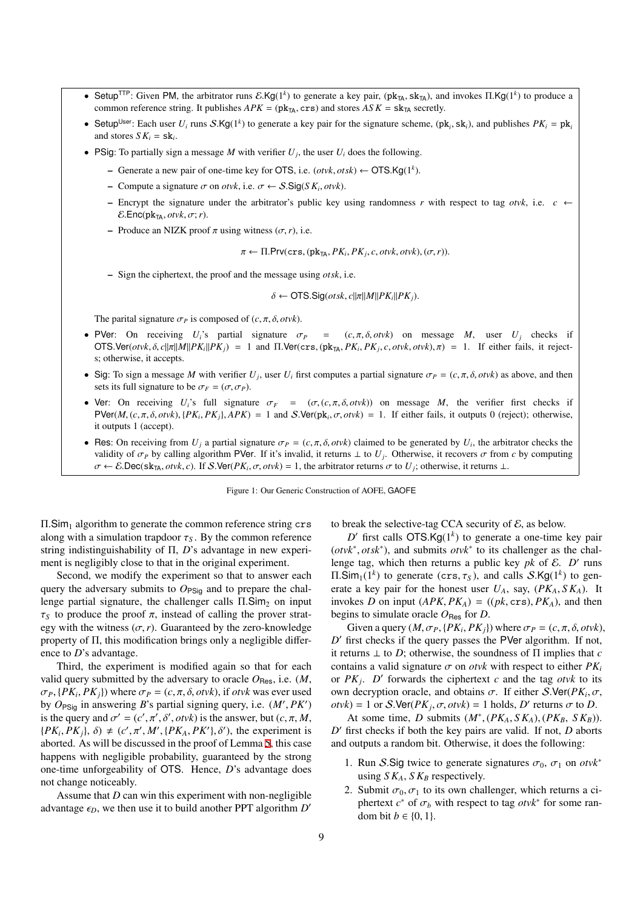- $\mathsf{Setup}^{\mathsf{TTP}}$: Given $\mathsf{PM}$, the arbitrator runs $\mathcal{E}.\mathsf{Kg}(1^k)$ to generate a key pair, $(\mathtt{pk}_{\mathsf{TA}}, \mathtt{sk}_{\mathsf{TA}})$, and invokes $\Pi.\mathsf{Kg}(1^k)$ to produce a common reference string. It publishes $APK = (\mathtt{pk}_{\mathsf{TA}}, \mathtt{crs})$ and stores $ASK = \mathtt{sk}_{\mathsf{TA}}$ secretly.
- $\mathsf{Setup}^{\mathsf{User}}$: Each user $U_i$ runs $\mathcal{S}.\mathsf{Kg}(1^k)$ to generate a key pair for the signature scheme, $(\mathtt{pk}_i, \mathtt{sk}_i)$, and publishes $PK_i = \mathtt{pk}_i$ and stores $SK_i = \mathtt{sk}_i$.
- $\mathsf{PSig}$: To partially sign a message $M$ with verifier $U_j$, the user $U_i$ does the following.
  - Generate a new pair of one-time key for $\mathsf{OTS}$, i.e. $(otvk, otsk) \leftarrow \mathsf{OTS}.\mathsf{Kg}(1^k)$.
  - Compute a signature $\sigma$ on $otvk$, i.e. $\sigma \leftarrow \mathcal{S}.\mathsf{Sig}(SK_i, otvk)$.
  - Encrypt the signature under the arbitrator's public key using randomness $r$ with respect to tag $otvk$, i.e. $c \leftarrow \mathcal{E}.\mathsf{Enc}(\mathtt{pk}_{\mathsf{TA}}, otvk, \sigma; r)$.
  - Produce an NIZK proof $\pi$ using witness $(\sigma, r)$, i.e.

$$\pi \leftarrow \Pi.\mathsf{Prv}(\mathtt{crs}, (\mathtt{pk}_{\mathsf{TA}}, PK_i, PK_j, c, otvk, otvk), (\sigma, r)).$$

  - Sign the ciphertext, the proof and the message using $otsk$, i.e.

$$\delta \leftarrow \mathsf{OTS}.\mathsf{Sig}(otsk, c\|\pi\|M\|PK_i\|PK_j).$$

  The parital signature $\sigma_P$ is composed of $(c, \pi, \delta, otvk)$.
- $\mathsf{PVer}$: On receiving $U_i$'s partial signature $\sigma_P = (c, \pi, \delta, otvk)$ on message $M$, user $U_j$ checks if $\mathsf{OTS}.\mathsf{Ver}(otvk, \delta, c\|\pi\|M\|PK_i\|PK_j) = 1$ and $\Pi.\mathsf{Ver}(\mathtt{crs}, (\mathtt{pk}_{\mathsf{TA}}, PK_i, PK_j, c, otvk, otvk), \pi) = 1$. If either fails, it rejects; otherwise, it accepts.
- $\mathsf{Sig}$: To sign a message $M$ with verifier $U_j$, user $U_i$ first computes a partial signature $\sigma_P = (c, \pi, \delta, otvk)$ as above, and then sets its full signature to be $\sigma_F = (\sigma, \sigma_P)$.
- $\mathsf{Ver}$: On receiving $U_i$'s full signature $\sigma_F = (\sigma, (c, \pi, \delta, otvk))$ on message $M$, the verifier first checks if $\mathsf{PVer}(M, (c, \pi, \delta, otvk), \{PK_i, PK_j\}, APK) = 1$ and $\mathcal{S}.\mathsf{Ver}(\mathtt{pk}_i, \sigma, otvk) = 1$. If either fails, it outputs 0 (reject); otherwise, it outputs 1 (accept).
- $\mathsf{Res}$: On receiving from $U_j$ a partial signature $\sigma_P = (c, \pi, \delta, otvk)$ claimed to be generated by $U_i$, the arbitrator checks the validity of $\sigma_P$ by calling algorithm $\mathsf{PVer}$. If it's invalid, it returns $\perp$ to $U_j$. Otherwise, it recovers $\sigma$ from $c$ by computing $\sigma \leftarrow \mathcal{E}.\mathsf{Dec}(\mathtt{sk}_{\mathsf{TA}}, otvk, c)$. If $\mathcal{S}.\mathsf{Ver}(PK_i, \sigma, otvk) = 1$, the arbitrator returns $\sigma$ to $U_j$; otherwise, it returns $\perp$.

Figure 1: Our Generic Construction of AOFE, GAOFE

$\Pi.\mathsf{Sim}_1$ algorithm to generate the common reference string $\mathtt{crs}$ along with a simulation trapdoor $\tau_S$. By the common reference string indistinguishability of $\Pi$, $D$'s advantage in new experiment is negligibly close to that in the original experiment.

Second, we modify the experiment so that to answer each query the adversary submits to $O_{\mathsf{PSig}}$ and to prepare the challenge partial signature, the challenger calls $\Pi.\mathsf{Sim}_2$ on input $\tau_S$ to produce the proof $\pi$, instead of calling the prover strategy with the witness $(\sigma, r)$. Guaranteed by the zero-knowledge property of $\Pi$, this modification brings only a negligible difference to $D$'s advantage.

Third, the experiment is modified again so that for each valid query submitted by the adversary to oracle $O_{\mathsf{Res}}$, i.e. $(M, \sigma_P, \{PK_i, PK_j\})$ where $\sigma_P = (c, \pi, \delta, otvk)$, if $otvk$ was ever used by $O_{\mathsf{PSig}}$ in answering $B$'s partial signing query, i.e. $(M', PK')$ is the query and $\sigma' = (c', \pi', \delta', otvk)$ is the answer, but $(c, \pi, M, \{PK_i, PK_j\}, \delta) \neq (c', \pi', M', \{PK_A, PK'\}, \delta')$, the experiment is aborted. As will be discussed in the proof of Lemma 5, this case happens with negligible probability, guaranteed by the strong one-time unforgeability of OTS. Hence, $D$'s advantage does not change noticeably.

Assume that $D$ can win this experiment with non-negligible advantage $\epsilon_D$, we then use it to build another PPT algorithm $D'$ to break the selective-tag CCA security of $\mathcal{E}$, as below.

$D'$ first calls $\mathsf{OTS}.\mathsf{Kg}(1^k)$ to generate a one-time key pair $(otvk^*, otsk^*)$, and submits $otvk^*$ to its challenger as the challenge tag, which then returns a public key $pk$ of $\mathcal{E}$. $D'$ runs $\Pi.\mathsf{Sim}_1(1^k)$ to generate $(\mathtt{crs}, \tau_S)$, and calls $\mathcal{S}.\mathsf{Kg}(1^k)$ to generate a key pair for the honest user $U_A$, say, $(PK_A, SK_A)$. It invokes $D$ on input $(APK, PK_A) = ((pk, \mathtt{crs}), PK_A)$, and then begins to simulate oracle $O_{\mathsf{Res}}$ for $D$.

Given a query $(M, \sigma_P, \{PK_i, PK_j\})$ where $\sigma_P = (c, \pi, \delta, otvk)$, $D'$ first checks if the query passes the $\mathsf{PVer}$ algorithm. If not, it returns $\perp$ to $D$; otherwise, the soundness of $\Pi$ implies that $c$ contains a valid signature $\sigma$ on $otvk$ with respect to either $PK_i$ or $PK_j$. $D'$ forwards the ciphertext $c$ and the tag $otvk$ to its own decryption oracle, and obtains $\sigma$. If either $\mathcal{S}.\mathsf{Ver}(PK_i, \sigma, otvk) = 1$ or $\mathcal{S}.\mathsf{Ver}(PK_j, \sigma, otvk) = 1$ holds, $D'$ returns $\sigma$ to $D$.

At some time, $D$ submits $(M^*, (PK_A, SK_A), (PK_B, SK_B))$. $D'$ first checks if both the key pairs are valid. If not, $D$ aborts and outputs a random bit. Otherwise, it does the following:

1. Run $\mathcal{S}.\mathsf{Sig}$ twice to generate signatures $\sigma_0$, $\sigma_1$ on $otvk^*$ using $SK_A$, $SK_B$ respectively.
2. Submit $\sigma_0, \sigma_1$ to its own challenger, which returns a ciphertext $c^*$ of $\sigma_b$ with respect to tag $otvk^*$ for some random bit $b \in \{0, 1\}$.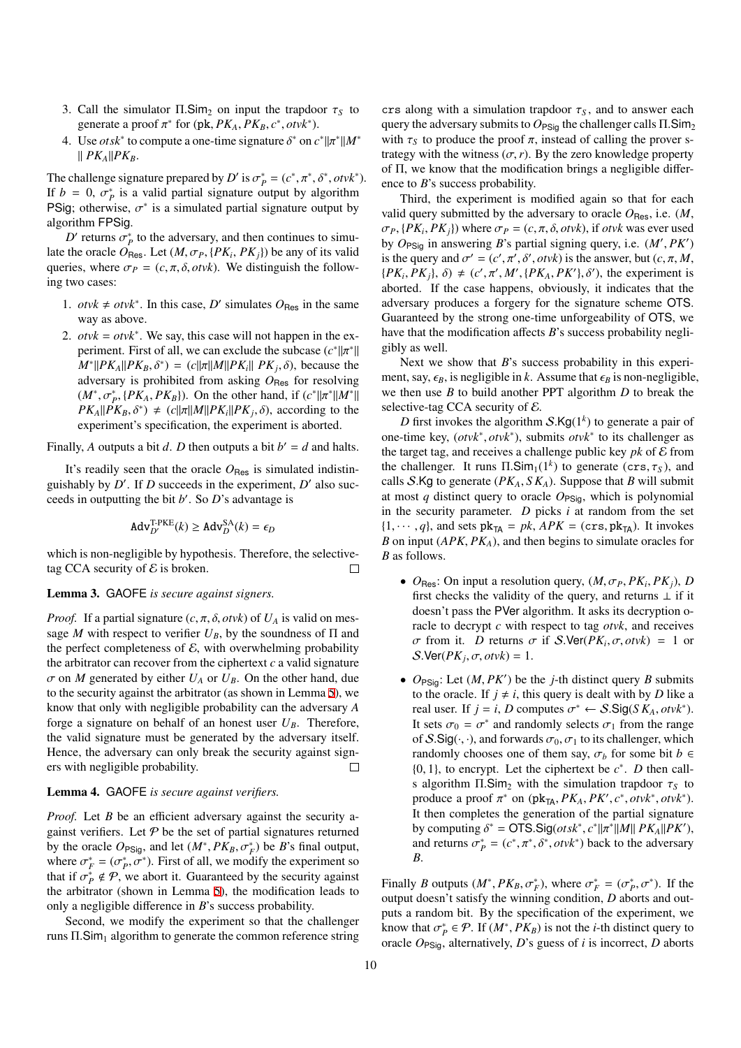3. Call the simulator $\Pi.\mathsf{Sim}_2$ on input the trapdoor $\tau_S$ to generate a proof $\pi^*$ for $(\mathtt{pk}, PK_A, PK_B, c^*, otvk^*)$.
4. Use $otsk^*$ to compute a one-time signature $\delta^*$ on $c^* \| \pi^* \| M^* \| PK_A \| PK_B$.

The challenge signature prepared by $D'$ is $\sigma_P^* = (c^*, \pi^*, \delta^*, otvk^*)$. If $b = 0$, $\sigma_P^*$ is a valid partial signature output by algorithm $\mathsf{PSig}$; otherwise, $\sigma^*$ is a simulated partial signature output by algorithm $\mathsf{FPSig}$.

$D'$ returns $\sigma_P^*$ to the adversary, and then continues to simulate the oracle $O_{\mathsf{Res}}$. Let $(M, \sigma_P, \{PK_i, PK_j\})$ be any of its valid queries, where $\sigma_P = (c, \pi, \delta, otvk)$. We distinguish the following two cases:

1. $otvk \neq otvk^*$. In this case, $D'$ simulates $O_{\mathsf{Res}}$ in the same way as above.
2. $otvk = otvk^*$. We say, this case will not happen in the experiment. First of all, we can exclude the subcase $(c^* \| \pi^* \| M^* \| PK_A \| PK_B, \delta^*) = (c \| \pi \| M \| PK_i \| PK_j, \delta)$, because the adversary is prohibited from asking $O_{\mathsf{Res}}$ for resolving $(M^*, \sigma_P^*, \{PK_A, PK_B\})$. On the other hand, if $(c^* \| \pi^* \| M^* \| PK_A \| PK_B, \delta^*) \neq (c \| \pi \| M \| PK_i \| PK_j, \delta)$, according to the experiment's specification, the experiment is aborted.

Finally, $A$ outputs a bit $d$. $D$ then outputs a bit $b' = d$ and halts.

It's readily seen that the oracle $O_{\mathsf{Res}}$ is simulated indistinguishably by $D'$. If $D$ succeeds in the experiment, $D'$ also succeeds in outputting the bit $b'$. So $D$'s advantage is

$$\mathtt{Adv}_{D'}^{\text{T-PKE}}(k) \geq \mathtt{Adv}_D^{\text{SA}}(k) = \epsilon_D$$

which is non-negligible by hypothesis. Therefore, the selective-tag CCA security of $\mathcal{E}$ is broken. $\square$

**Lemma 3.** $\mathsf{GAOFE}$ *is secure against signers.*

*Proof.* If a partial signature $(c, \pi, \delta, otvk)$ of $U_A$ is valid on message $M$ with respect to verifier $U_B$, by the soundness of $\Pi$ and the perfect completeness of $\mathcal{E}$, with overwhelming probability the arbitrator can recover from the ciphertext $c$ a valid signature $\sigma$ on $M$ generated by either $U_A$ or $U_B$. On the other hand, due to the security against the arbitrator (as shown in Lemma 5), we know that only with negligible probability can the adversary $A$ forge a signature on behalf of an honest user $U_B$. Therefore, the valid signature must be generated by the adversary itself. Hence, the adversary can only break the security against signers with negligible probability. $\square$

**Lemma 4.** $\mathsf{GAOFE}$ *is secure against verifiers.*

*Proof.* Let $B$ be an efficient adversary against the security against verifiers. Let $\mathcal{P}$ be the set of partial signatures returned by the oracle $O_{\mathsf{PSig}}$, and let $(M^*, PK_B, \sigma_F^*)$ be $B$'s final output, where $\sigma_F^* = (\sigma_P^*, \sigma^*)$. First of all, we modify the experiment so that if $\sigma_P^* \notin \mathcal{P}$, we abort it. Guaranteed by the security against the arbitrator (shown in Lemma 5), the modification leads to only a negligible difference in $B$'s success probability.

Second, we modify the experiment so that the challenger runs $\Pi.\mathsf{Sim}_1$ algorithm to generate the common reference string $\mathtt{crs}$ along with a simulation trapdoor $\tau_S$, and to answer each query the adversary submits to $O_{\mathsf{PSig}}$ the challenger calls $\Pi.\mathsf{Sim}_2$ with $\tau_S$ to produce the proof $\pi$, instead of calling the prover strategy with the witness $(\sigma, r)$. By the zero knowledge property of $\Pi$, we know that the modification brings a negligible difference to $B$'s success probability.

Third, the experiment is modified again so that for each valid query submitted by the adversary to oracle $O_{\mathsf{Res}}$, i.e. $(M, \sigma_P, \{PK_i, PK_j\})$ where $\sigma_P = (c, \pi, \delta, otvk)$, if $otvk$ was ever used by $O_{\mathsf{PSig}}$ in answering $B$'s partial signing query, i.e. $(M', PK')$ is the query and $\sigma' = (c', \pi', \delta', otvk)$ is the answer, but $(c, \pi, M, \{PK_i, PK_j\}, \delta) \neq (c', \pi', M', \{PK_A, PK'\}, \delta')$, the experiment is aborted. If the case happens, obviously, it indicates that the adversary produces a forgery for the signature scheme $\mathsf{OTS}$. Guaranteed by the strong one-time unforgeability of $\mathsf{OTS}$, we have that the modification affects $B$'s success probability negligibly as well.

Next we show that $B$'s success probability in this experiment, say, $\epsilon_B$, is negligible in $k$. Assume that $\epsilon_B$ is non-negligible, we then use $B$ to build another PPT algorithm $D$ to break the selective-tag CCA security of $\mathcal{E}$.

$D$ first invokes the algorithm $\mathcal{S}.\mathsf{Kg}(1^k)$ to generate a pair of one-time key, $(otvk^*, otvk^*)$, submits $otvk^*$ to its challenger as the target tag, and receives a challenge public key $pk$ of $\mathcal{E}$ from the challenger. It runs $\Pi.\mathsf{Sim}_1(1^k)$ to generate $(\mathtt{crs}, \tau_S)$, and calls $\mathcal{S}.\mathsf{Kg}$ to generate $(PK_A, SK_A)$. Suppose that $B$ will submit at most $q$ distinct query to oracle $O_{\mathsf{PSig}}$, which is polynomial in the security parameter. $D$ picks $i$ at random from the set $\{1, \cdots, q\}$, and sets $\mathtt{pk}_{\mathsf{TA}} = pk$, $APK = (\mathtt{crs}, \mathtt{pk}_{\mathsf{TA}})$. It invokes $B$ on input $(APK, PK_A)$, and then begins to simulate oracles for $B$ as follows.

- $O_{\mathsf{Res}}$: On input a resolution query, $(M, \sigma_P, PK_i, PK_j)$, $D$ first checks the validity of the query, and returns $\perp$ if it doesn't pass the $\mathsf{PVer}$ algorithm. It asks its decryption oracle to decrypt $c$ with respect to tag $otvk$, and receives $\sigma$ from it. $D$ returns $\sigma$ if $\mathcal{S}.\mathsf{Ver}(PK_i, \sigma, otvk) = 1$ or $\mathcal{S}.\mathsf{Ver}(PK_j, \sigma, otvk) = 1$.
- $O_{\mathsf{PSig}}$: Let $(M, PK')$ be the $j$-th distinct query $B$ submits to the oracle. If $j \neq i$, this query is dealt with by $D$ like a real user. If $j = i$, $D$ computes $\sigma^* \leftarrow \mathcal{S}.\mathsf{Sig}(SK_A, otvk^*)$. It sets $\sigma_0 = \sigma^*$ and randomly selects $\sigma_1$ from the range of $\mathcal{S}.\mathsf{Sig}(\cdot, \cdot)$, and forwards $\sigma_0, \sigma_1$ to its challenger, which randomly chooses one of them say, $\sigma_b$ for some bit $b \in \{0, 1\}$, to encrypt. Let the ciphertext be $c^*$. $D$ then calls algorithm $\Pi.\mathsf{Sim}_2$ with the simulation trapdoor $\tau_S$ to produce a proof $\pi^*$ on $(\mathtt{pk}_{\mathsf{TA}}, PK_A, PK', c^*, otvk^*, otvk^*)$. It then completes the generation of the partial signature by computing $\delta^* = \mathsf{OTS.Sig}(otsk^*, c^* \| \pi^* \| M \| PK_A \| PK')$, and returns $\sigma_P^* = (c^*, \pi^*, \delta^*, otvk^*)$ back to the adversary $B$.

Finally $B$ outputs $(M^*, PK_B, \sigma_F^*)$, where $\sigma_F^* = (\sigma_P^*, \sigma^*)$. If the output doesn't satisfy the winning condition, $D$ aborts and outputs a random bit. By the specification of the experiment, we know that $\sigma_P^* \in \mathcal{P}$. If $(M^*, PK_B)$ is not the $i$-th distinct query to oracle $O_{\mathsf{PSig}}$, alternatively, $D$'s guess of $i$ is incorrect, $D$ aborts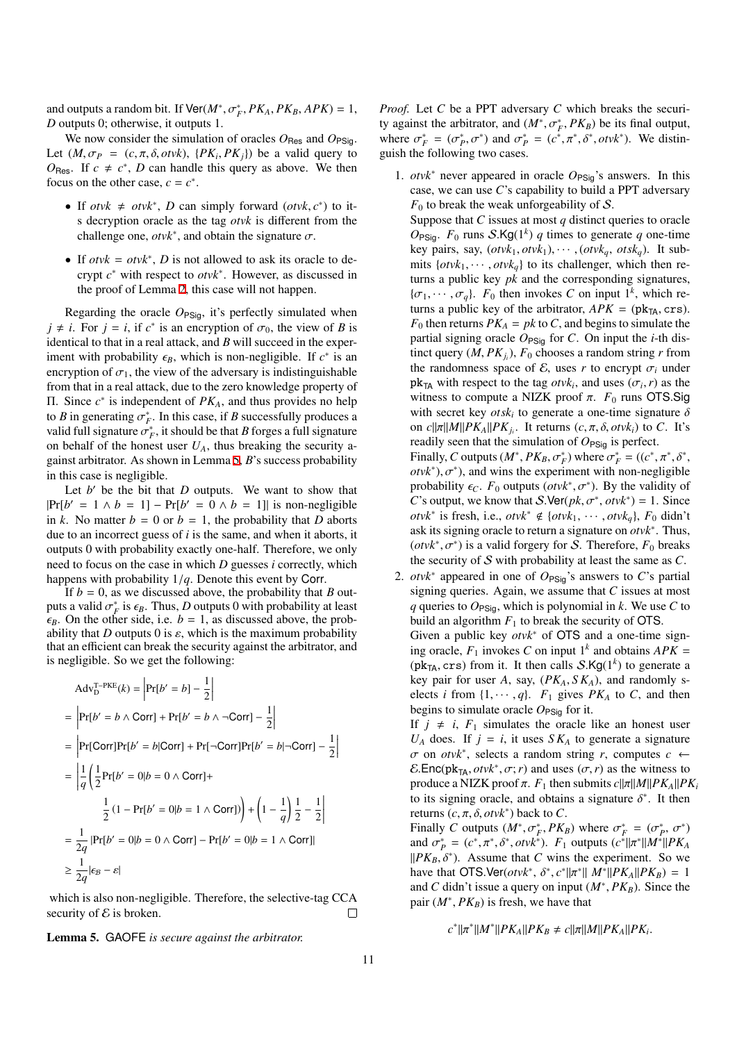and outputs a random bit. If $\mathsf{Ver}(M^*, \sigma_F^*, PK_A, PK_B, APK) = 1$, $D$ outputs 0; otherwise, it outputs 1.

We now consider the simulation of oracles $O_{\mathsf{Res}}$ and $O_{\mathsf{PSig}}$. Let $(M, \sigma_P = (c, \pi, \delta, otvk), \{PK_i, PK_j\})$ be a valid query to $O_{\mathsf{Res}}$. If $c \neq c^*$, $D$ can handle this query as above. We then focus on the other case, $c = c^*$.

- If $otvk \neq otvk^*$, $D$ can simply forward $(otvk, c^*)$ to its decryption oracle as the tag $otvk$ is different from the challenge one, $otvk^*$, and obtain the signature $\sigma$.
- If $otvk = otvk^*$, $D$ is not allowed to ask its oracle to decrypt $c^*$ with respect to $otvk^*$. However, as discussed in the proof of Lemma 2, this case will not happen.

Regarding the oracle $O_{\mathsf{PSig}}$, it's perfectly simulated when $j \neq i$. For $j = i$, if $c^*$ is an encryption of $\sigma_0$, the view of $B$ is identical to that in a real attack, and $B$ will succeed in the experiment with probability $\epsilon_B$, which is non-negligible. If $c^*$ is an encryption of $\sigma_1$, the view of the adversary is indistinguishable from that in a real attack, due to the zero knowledge property of $\Pi$. Since $c^*$ is independent of $PK_A$, and thus provides no help to $B$ in generating $\sigma_F^*$. In this case, if $B$ successfully produces a valid full signature $\sigma_F^*$, it should be that $B$ forges a full signature on behalf of the honest user $U_A$, thus breaking the security against arbitrator. As shown in Lemma 5, $B$'s success probability in this case is negligible.

Let $b'$ be the bit that $D$ outputs. We want to show that $|\Pr[b' = 1 \wedge b = 1] - \Pr[b' = 0 \wedge b = 1]|$ is non-negligible in $k$. No matter $b = 0$ or $b = 1$, the probability that $D$ aborts due to an incorrect guess of $i$ is the same, and when it aborts, it outputs 0 with probability exactly one-half. Therefore, we only need to focus on the case in which $D$ guesses $i$ correctly, which happens with probability $1/q$. Denote this event by $\mathsf{Corr}$.

If $b = 0$, as we discussed above, the probability that $B$ outputs a valid $\sigma_F^*$ is $\epsilon_B$. Thus, $D$ outputs 0 with probability at least $\epsilon_B$. On the other side, i.e. $b = 1$, as discussed above, the probability that $D$ outputs 0 is $\varepsilon$, which is the maximum probability that an efficient can break the security against the arbitrator, and is negligible. So we get the following:

$$
\begin{aligned}
&\mathrm{Adv}_{\mathrm{D}}^{\mathrm{T\text{-}PKE}}(k) = \left|\Pr[b' = b] - \frac{1}{2}\right| \\
&= \left|\Pr[b' = b \wedge \mathsf{Corr}] + \Pr[b' = b \wedge \neg\mathsf{Corr}] - \frac{1}{2}\right| \\
&= \left|\Pr[\mathsf{Corr}]\Pr[b' = b|\mathsf{Corr}] + \Pr[\neg\mathsf{Corr}]\Pr[b' = b|\neg\mathsf{Corr}] - \frac{1}{2}\right| \\
&= \left|\frac{1}{q}\left(\frac{1}{2}\Pr[b' = 0|b = 0 \wedge \mathsf{Corr}] + \right.\right. \\
&\qquad \left.\left.\frac{1}{2}\left(1 - \Pr[b' = 0|b = 1 \wedge \mathsf{Corr}]\right)\right) + \left(1 - \frac{1}{q}\right)\frac{1}{2} - \frac{1}{2}\right| \\
&= \frac{1}{2q}\left|\Pr[b' = 0|b = 0 \wedge \mathsf{Corr}] - \Pr[b' = 0|b = 1 \wedge \mathsf{Corr}]\right| \\
&\geq \frac{1}{2q}|\epsilon_B - \varepsilon|
\end{aligned}
$$

which is also non-negligible. Therefore, the selective-tag CCA security of $\mathcal{E}$ is broken. □

**Lemma 5.** GAOFE *is secure against the arbitrator.*

*Proof.* Let $C$ be a PPT adversary $C$ which breaks the security against the arbitrator, and $(M^*, \sigma_F^*, PK_B)$ be its final output, where $\sigma_F^* = (\sigma_P^*, \sigma^*)$ and $\sigma_P^* = (c^*, \pi^*, \delta^*, otvk^*)$. We distinguish the following two cases.

1. $otvk^*$ never appeared in oracle $O_{\mathsf{PSig}}$'s answers. In this case, we can use $C$'s capability to build a PPT adversary $F_0$ to break the weak unforgeability of $\mathcal{S}$.
   Suppose that $C$ issues at most $q$ distinct queries to oracle $O_{\mathsf{PSig}}$. $F_0$ runs $\mathcal{S}.\mathsf{Kg}(1^k)$ $q$ times to generate $q$ one-time key pairs, say, $(otvk_1, otvk_1), \cdots, (otvk_q, otsk_q)$. It submits $\{otvk_1, \cdots, otvk_q\}$ to its challenger, which then returns a public key $pk$ and the corresponding signatures, $\{\sigma_1, \cdots, \sigma_q\}$. $F_0$ then invokes $C$ on input $1^k$, which returns a public key of the arbitrator, $APK = (\mathsf{pk}_{\mathsf{TA}}, \mathtt{crs})$. $F_0$ then returns $PK_A = pk$ to $C$, and begins to simulate the partial signing oracle $O_{\mathsf{PSig}}$ for $C$. On input the $i$-th distinct query $(M, PK_{j_i})$, $F_0$ chooses a random string $r$ from the randomness space of $\mathcal{E}$, uses $r$ to encrypt $\sigma_i$ under $\mathsf{pk}_{\mathsf{TA}}$ with respect to the tag $otvk_i$, and uses $(\sigma_i, r)$ as the witness to compute a NIZK proof $\pi$. $F_0$ runs $\mathsf{OTS.Sig}$ with secret key $otsk_i$ to generate a one-time signature $\delta$ on $c\|\pi\|M\|PK_A\|PK_{j_i}$. It returns $(c, \pi, \delta, otvk_i)$ to $C$. It's readily seen that the simulation of $O_{\mathsf{PSig}}$ is perfect.
   Finally, $C$ outputs $(M^*, PK_B, \sigma_F^*)$ where $\sigma_F^* = ((c^*, \pi^*, \delta^*, otvk^*), \sigma^*)$, and wins the experiment with non-negligible probability $\epsilon_C$. $F_0$ outputs $(otvk^*, \sigma^*)$. By the validity of $C$'s output, we know that $\mathcal{S}.\mathsf{Ver}(pk, \sigma^*, otvk^*) = 1$. Since $otvk^*$ is fresh, i.e., $otvk^* \notin \{otvk_1, \cdots, otvk_q\}$, $F_0$ didn't ask its signing oracle to return a signature on $otvk^*$. Thus, $(otvk^*, \sigma^*)$ is a valid forgery for $\mathcal{S}$. Therefore, $F_0$ breaks the security of $\mathcal{S}$ with probability at least the same as $C$.
2. $otvk^*$ appeared in one of $O_{\mathsf{PSig}}$'s answers to $C$'s partial signing queries. Again, we assume that $C$ issues at most $q$ queries to $O_{\mathsf{PSig}}$, which is polynomial in $k$. We use $C$ to build an algorithm $F_1$ to break the security of $\mathsf{OTS}$.
   Given a public key $otvk^*$ of $\mathsf{OTS}$ and a one-time signing oracle, $F_1$ invokes $C$ on input $1^k$ and obtains $APK = (\mathsf{pk}_{\mathsf{TA}}, \mathtt{crs})$ from it. It then calls $\mathcal{S}.\mathsf{Kg}(1^k)$ to generate a key pair for user $A$, say, $(PK_A, SK_A)$, and randomly selects $i$ from $\{1, \cdots, q\}$. $F_1$ gives $PK_A$ to $C$, and then begins to simulate oracle $O_{\mathsf{PSig}}$ for it.
   If $j \neq i$, $F_1$ simulates the oracle like an honest user $U_A$ does. If $j = i$, it uses $SK_A$ to generate a signature $\sigma$ on $otvk^*$, selects a random string $r$, computes $c \leftarrow \mathcal{E}.\mathsf{Enc}(\mathsf{pk}_{\mathsf{TA}}, otvk^*, \sigma; r)$ and uses $(\sigma, r)$ as the witness to produce a NIZK proof $\pi$. $F_1$ then submits $c\|\pi\|M\|PK_A\|PK_i$ to its signing oracle, and obtains a signature $\delta^*$. It then returns $(c, \pi, \delta, otvk^*)$ back to $C$.
   Finally $C$ outputs $(M^*, \sigma_F^*, PK_B)$ where $\sigma_F^* = (\sigma_P^*, \sigma^*)$ and $\sigma_P^* = (c^*, \pi^*, \delta^*, otvk^*)$. $F_1$ outputs $(c^*\|\pi^*\|M^*\|PK_A\|PK_B, \delta^*)$. Assume that $C$ wins the experiment. So we have that $\mathsf{OTS.Ver}(otvk^*, \delta^*, c^*\|\pi^*\| M^*\|PK_A\|PK_B) = 1$ and $C$ didn't issue a query on input $(M^*, PK_B)$. Since the pair $(M^*, PK_B)$ is fresh, we have that

$$c^*\|\pi^*\|M^*\|PK_A\|PK_B \neq c\|\pi\|M\|PK_A\|PK_i.$$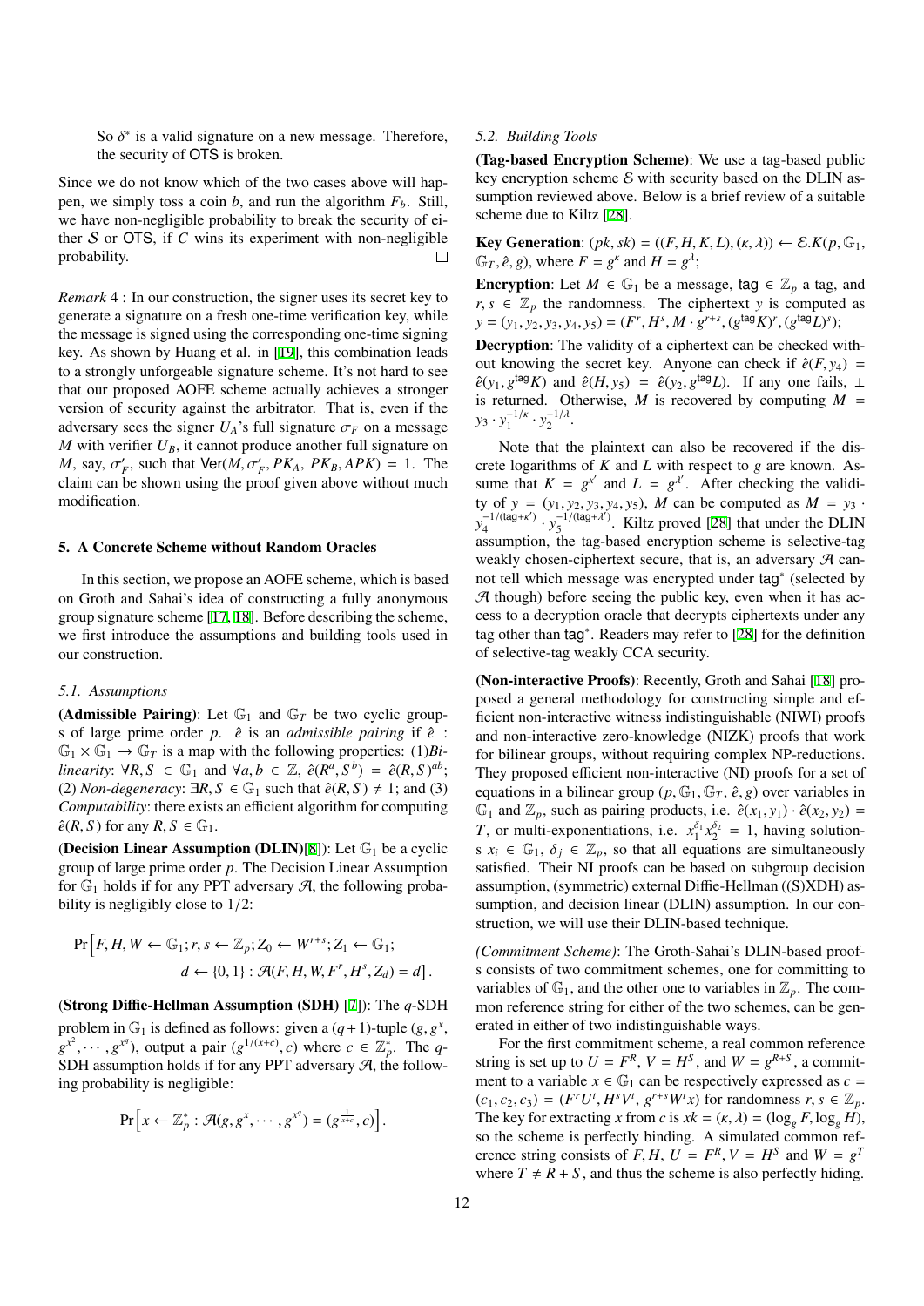So $\delta^*$ is a valid signature on a new message. Therefore, the security of OTS is broken.

Since we do not know which of the two cases above will happen, we simply toss a coin $b$, and run the algorithm $F_b$. Still, we have non-negligible probability to break the security of either $\mathcal{S}$ or OTS, if $C$ wins its experiment with non-negligible probability. $\square$

*Remark* 4 : In our construction, the signer uses its secret key to generate a signature on a fresh one-time verification key, while the message is signed using the corresponding one-time signing key. As shown by Huang et al. in [19], this combination leads to a strongly unforgeable signature scheme. It's not hard to see that our proposed AOFE scheme actually achieves a stronger version of security against the arbitrator. That is, even if the adversary sees the signer $U_A$'s full signature $\sigma_F$ on a message $M$ with verifier $U_B$, it cannot produce another full signature on $M$, say, $\sigma'_F$, such that $\mathsf{Ver}(M, \sigma'_F, PK_A, PK_B, APK) = 1$. The claim can be shown using the proof given above without much modification.

## 5. A Concrete Scheme without Random Oracles

In this section, we propose an AOFE scheme, which is based on Groth and Sahai's idea of constructing a fully anonymous group signature scheme [17, 18]. Before describing the scheme, we first introduce the assumptions and building tools used in our construction.

### 5.1. Assumptions

**(Admissible Pairing)**: Let $\mathbb{G}_1$ and $\mathbb{G}_T$ be two cyclic groups of large prime order $p$. $\hat{e}$ is an *admissible pairing* if $\hat{e}$ : $\mathbb{G}_1 \times \mathbb{G}_1 \to \mathbb{G}_T$ is a map with the following properties: (1)*Bilinearity*: $\forall R, S \in \mathbb{G}_1$ and $\forall a, b \in \mathbb{Z}$, $\hat{e}(R^a, S^b) = \hat{e}(R, S)^{ab}$; (2) *Non-degeneracy*: $\exists R, S \in \mathbb{G}_1$ such that $\hat{e}(R, S) \neq 1$; and (3) *Computability*: there exists an efficient algorithm for computing $\hat{e}(R, S)$ for any $R, S \in \mathbb{G}_1$.

(**Decision Linear Assumption (DLIN)**[8]): Let $\mathbb{G}_1$ be a cyclic group of large prime order $p$. The Decision Linear Assumption for $\mathbb{G}_1$ holds if for any PPT adversary $\mathcal{A}$, the following probability is negligibly close to 1/2:

$$\Pr\big[F, H, W \leftarrow \mathbb{G}_1; r, s \leftarrow \mathbb{Z}_p; Z_0 \leftarrow W^{r+s}; Z_1 \leftarrow \mathbb{G}_1; \\ d \leftarrow \{0, 1\} : \mathcal{A}(F, H, W, F^r, H^s, Z_d) = d\big].$$

(**Strong Diffie-Hellman Assumption (SDH)** [7]): The $q$-SDH problem in $\mathbb{G}_1$ is defined as follows: given a $(q+1)$-tuple $(g, g^x, g^{x^2}, \cdots, g^{x^q})$, output a pair $(g^{1/(x+c)}, c)$ where $c \in \mathbb{Z}_p^*$. The $q$-SDH assumption holds if for any PPT adversary $\mathcal{A}$, the following probability is negligible:

$$\Pr\Big[x \leftarrow \mathbb{Z}_p^* : \mathcal{A}(g, g^x, \cdots, g^{x^q}) = (g^{\frac{1}{x+c}}, c)\Big].$$

### 5.2. Building Tools

**(Tag-based Encryption Scheme)**: We use a tag-based public key encryption scheme $\mathcal{E}$ with security based on the DLIN assumption reviewed above. Below is a brief review of a suitable scheme due to Kiltz [28].

**Key Generation**: $(pk, sk) = ((F, H, K, L), (\kappa, \lambda)) \leftarrow \mathcal{E}.K(p, \mathbb{G}_1, \mathbb{G}_T, \hat{e}, g)$, where $F = g^\kappa$ and $H = g^\lambda$;

**Encryption**: Let $M \in \mathbb{G}_1$ be a message, $\mathsf{tag} \in \mathbb{Z}_p$ a tag, and $r, s \in \mathbb{Z}_p$ the randomness. The ciphertext $y$ is computed as $y = (y_1, y_2, y_3, y_4, y_5) = (F^r, H^s, M \cdot g^{r+s}, (g^{\mathsf{tag}}K)^r, (g^{\mathsf{tag}}L)^s)$;

**Decryption**: The validity of a ciphertext can be checked without knowing the secret key. Anyone can check if $\hat{e}(F, y_4) = \hat{e}(y_1, g^{\mathsf{tag}}K)$ and $\hat{e}(H, y_5) = \hat{e}(y_2, g^{\mathsf{tag}}L)$. If any one fails, $\perp$ is returned. Otherwise, $M$ is recovered by computing $M = y_3 \cdot y_1^{-1/\kappa} \cdot y_2^{-1/\lambda}$.

Note that the plaintext can also be recovered if the discrete logarithms of $K$ and $L$ with respect to $g$ are known. Assume that $K = g^{\kappa'}$ and $L = g^{\lambda'}$. After checking the validity of $y = (y_1, y_2, y_3, y_4, y_5)$, $M$ can be computed as $M = y_3 \cdot y_4^{-1/(\mathsf{tag}+\kappa')} \cdot y_5^{-1/(\mathsf{tag}+\lambda')}$. Kiltz proved [28] that under the DLIN assumption, the tag-based encryption scheme is selective-tag weakly chosen-ciphertext secure, that is, an adversary $\mathcal{A}$ cannot tell which message was encrypted under $\mathsf{tag}^*$ (selected by $\mathcal{A}$ though) before seeing the public key, even when it has access to a decryption oracle that decrypts ciphertexts under any tag other than $\mathsf{tag}^*$. Readers may refer to [28] for the definition of selective-tag weakly CCA security.

**(Non-interactive Proofs)**: Recently, Groth and Sahai [18] proposed a general methodology for constructing simple and efficient non-interactive witness indistinguishable (NIWI) proofs and non-interactive zero-knowledge (NIZK) proofs that work for bilinear groups, without requiring complex NP-reductions. They proposed efficient non-interactive (NI) proofs for a set of equations in a bilinear group $(p, \mathbb{G}_1, \mathbb{G}_T, \hat{e}, g)$ over variables in $\mathbb{G}_1$ and $\mathbb{Z}_p$, such as pairing products, i.e. $\hat{e}(x_1, y_1) \cdot \hat{e}(x_2, y_2) = T$, or multi-exponentiations, i.e. $x_1^{\delta_1} x_2^{\delta_2} = 1$, having solutions $x_i \in \mathbb{G}_1$, $\delta_j \in \mathbb{Z}_p$, so that all equations are simultaneously satisfied. Their NI proofs can be based on subgroup decision assumption, (symmetric) external Diffie-Hellman ((S)XDH) assumption, and decision linear (DLIN) assumption. In our construction, we will use their DLIN-based technique.

*(Commitment Scheme)*: The Groth-Sahai's DLIN-based proofs consists of two commitment schemes, one for committing to variables of $\mathbb{G}_1$, and the other one to variables in $\mathbb{Z}_p$. The common reference string for either of the two schemes, can be generated in either of two indistinguishable ways.

For the first commitment scheme, a real common reference string is set up to $U = F^R$, $V = H^S$, and $W = g^{R+S}$, a commitment to a variable $x \in \mathbb{G}_1$ can be respectively expressed as $c = (c_1, c_2, c_3) = (F^r U^t, H^s V^t, g^{r+s} W^t x)$ for randomness $r, s \in \mathbb{Z}_p$. The key for extracting $x$ from $c$ is $xk = (\kappa, \lambda) = (\log_g F, \log_g H)$, so the scheme is perfectly binding. A simulated common reference string consists of $F, H$, $U = F^R, V = H^S$ and $W = g^T$ where $T \neq R + S$, and thus the scheme is also perfectly hiding.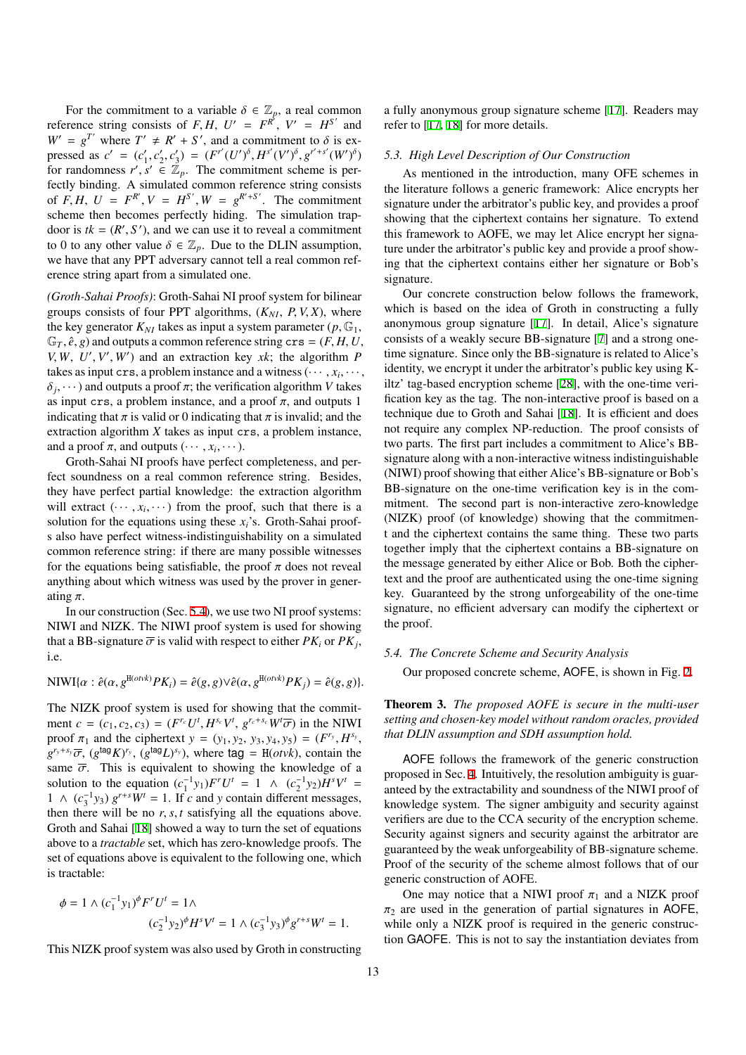For the commitment to a variable $\delta \in \mathbb{Z}_p$, a real common reference string consists of $F, H$, $U' = F^{R'}$, $V' = H^{S'}$ and $W' = g^{T'}$ where $T' \neq R' + S'$, and a commitment to $\delta$ is expressed as $c' = (c'_1, c'_2, c'_3) = (F^{r'}(U')^{\delta}, H^{s'}(V')^{\delta}, g^{r'+s'}(W')^{\delta})$ for randomness $r', s' \in \mathbb{Z}_p$. The commitment scheme is perfectly binding. A simulated common reference string consists of $F, H$, $U = F^{R'}, V = H^{S'}, W = g^{R'+S'}$. The commitment scheme then becomes perfectly hiding. The simulation trapdoor is $tk = (R', S')$, and we can use it to reveal a commitment to 0 to any other value $\delta \in \mathbb{Z}_p$. Due to the DLIN assumption, we have that any PPT adversary cannot tell a real common reference string apart from a simulated one.

*(Groth-Sahai Proofs)*: Groth-Sahai NI proof system for bilinear groups consists of four PPT algorithms, $(K_{NI}, P, V, X)$, where the key generator $K_{NI}$ takes as input a system parameter $(p, \mathbb{G}_1, \mathbb{G}_T, \hat{e}, g)$ and outputs a common reference string $\texttt{crs} = (F, H, U, V, W, U', V', W')$ and an extraction key $xk$; the algorithm $P$ takes as input crs, a problem instance and a witness $(\cdots, x_i, \cdots, \delta_j, \cdots)$ and outputs a proof $\pi$; the verification algorithm $V$ takes as input crs, a problem instance, and a proof $\pi$, and outputs 1 indicating that $\pi$ is valid or 0 indicating that $\pi$ is invalid; and the extraction algorithm $X$ takes as input crs, a problem instance, and a proof $\pi$, and outputs $(\cdots, x_i, \cdots)$.

Groth-Sahai NI proofs have perfect completeness, and perfect soundness on a real common reference string. Besides, they have perfect partial knowledge: the extraction algorithm will extract $(\cdots, x_i, \cdots)$ from the proof, such that there is a solution for the equations using these $x_i$'s. Groth-Sahai proofs also have perfect witness-indistinguishability on a simulated common reference string: if there are many possible witnesses for the equations being satisfiable, the proof $\pi$ does not reveal anything about which witness was used by the prover in generating $\pi$.

In our construction (Sec. 5.4), we use two NI proof systems: NIWI and NIZK. The NIWI proof system is used for showing that a BB-signature $\overline{\sigma}$ is valid with respect to either $PK_i$ or $PK_j$, i.e.

$$\text{NIWI}\{\alpha : \hat{e}(\alpha, g^{\texttt{H}(otvk)}PK_i) = \hat{e}(g,g) \vee \hat{e}(\alpha, g^{\texttt{H}(otvk)}PK_j) = \hat{e}(g,g)\}.$$

The NIZK proof system is used for showing that the commitment $c = (c_1, c_2, c_3) = (F^{r_c}U^t, H^{s_c}V^t, g^{r_c+s_c}W^t\overline{\sigma})$ in the NIWI proof $\pi_1$ and the ciphertext $y = (y_1, y_2, y_3, y_4, y_5) = (F^{r_y}, H^{s_y}, g^{r_y+s_y}\overline{\sigma}, (g^{\mathsf{tag}}K)^{r_y}, (g^{\mathsf{tag}}L)^{s_y})$, where $\mathsf{tag} = \texttt{H}(otvk)$, contain the same $\overline{\sigma}$. This is equivalent to showing the knowledge of a solution to the equation $(c_1^{-1}y_1)F^rU^t = 1 \ \wedge \ (c_2^{-1}y_2)H^sV^t = 1 \ \wedge \ (c_3^{-1}y_3)\, g^{r+s}W^t = 1$. If $c$ and $y$ contain different messages, then there will be no $r, s, t$ satisfying all the equations above. Groth and Sahai [18] showed a way to turn the set of equations above to a *tractable* set, which has zero-knowledge proofs. The set of equations above is equivalent to the following one, which is tractable:

$$\phi = 1 \wedge (c_1^{-1}y_1)^{\phi}F^rU^t = 1 \wedge$$
$$(c_2^{-1}y_2)^{\phi}H^sV^t = 1 \wedge (c_3^{-1}y_3)^{\phi}g^{r+s}W^t = 1.$$

This NIZK proof system was also used by Groth in constructing a fully anonymous group signature scheme [17]. Readers may refer to [17, 18] for more details.

### 5.3. High Level Description of Our Construction

As mentioned in the introduction, many OFE schemes in the literature follows a generic framework: Alice encrypts her signature under the arbitrator's public key, and provides a proof showing that the ciphertext contains her signature. To extend this framework to AOFE, we may let Alice encrypt her signature under the arbitrator's public key and provide a proof showing that the ciphertext contains either her signature or Bob's signature.

Our concrete construction below follows the framework, which is based on the idea of Groth in constructing a fully anonymous group signature [17]. In detail, Alice's signature consists of a weakly secure BB-signature [7] and a strong one-time signature. Since only the BB-signature is related to Alice's identity, we encrypt it under the arbitrator's public key using Kiltz' tag-based encryption scheme [28], with the one-time verification key as the tag. The non-interactive proof is based on a technique due to Groth and Sahai [18]. It is efficient and does not require any complex NP-reduction. The proof consists of two parts. The first part includes a commitment to Alice's BB-signature along with a non-interactive witness indistinguishable (NIWI) proof showing that either Alice's BB-signature or Bob's BB-signature on the one-time verification key is in the commitment. The second part is non-interactive zero-knowledge (NIZK) proof (of knowledge) showing that the commitment and the ciphertext contains the same thing. These two parts together imply that the ciphertext contains a BB-signature on the message generated by either Alice or Bob. Both the ciphertext and the proof are authenticated using the one-time signing key. Guaranteed by the strong unforgeability of the one-time signature, no efficient adversary can modify the ciphertext or the proof.

### 5.4. The Concrete Scheme and Security Analysis

Our proposed concrete scheme, AOFE, is shown in Fig. 2.

**Theorem 3.** *The proposed AOFE is secure in the multi-user setting and chosen-key model without random oracles, provided that DLIN assumption and SDH assumption hold.*

AOFE follows the framework of the generic construction proposed in Sec. 4. Intuitively, the resolution ambiguity is guaranteed by the extractability and soundness of the NIWI proof of knowledge system. The signer ambiguity and security against verifiers are due to the CCA security of the encryption scheme. Security against signers and security against the arbitrator are guaranteed by the weak unforgeability of BB-signature scheme. Proof of the security of the scheme almost follows that of our generic construction of AOFE.

One may notice that a NIWI proof $\pi_1$ and a NIZK proof $\pi_2$ are used in the generation of partial signatures in AOFE, while only a NIZK proof is required in the generic construction GAOFE. This is not to say the instantiation deviates from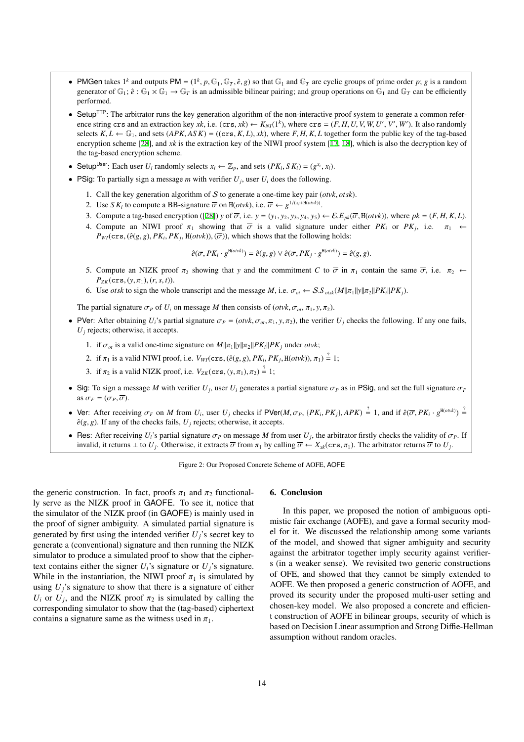- PMGen takes $1^k$ and outputs $\mathsf{PM} = (1^k, p, \mathbb{G}_1, \mathbb{G}_T, \hat{e}, g)$ so that $\mathbb{G}_1$ and $\mathbb{G}_T$ are cyclic groups of prime order $p$; $g$ is a random generator of $\mathbb{G}_1$; $\hat{e} : \mathbb{G}_1 \times \mathbb{G}_1 \to \mathbb{G}_T$ is an admissible bilinear pairing; and group operations on $\mathbb{G}_1$ and $\mathbb{G}_T$ can be efficiently performed.
- $\mathsf{Setup}^{\mathsf{TTP}}$: The arbitrator runs the key generation algorithm of the non-interactive proof system to generate a common reference string $\mathtt{crs}$ and an extraction key $xk$, i.e. $(\mathtt{crs}, xk) \leftarrow K_{NI}(1^k)$, where $\mathtt{crs} = (F, H, U, V, W, U', V', W')$. It also randomly selects $K, L \leftarrow \mathbb{G}_1$, and sets $(APK, ASK) = ((\mathtt{crs}, K, L), xk)$, where $F, H, K, L$ together form the public key of the tag-based encryption scheme [28], and $xk$ is the extraction key of the NIWI proof system [17, 18], which is also the decryption key of the tag-based encryption scheme.
- $\mathsf{Setup}^{\mathsf{User}}$: Each user $U_i$ randomly selects $x_i \leftarrow \mathbb{Z}_p$, and sets $(PK_i, SK_i) = (g^{x_i}, x_i)$.
- PSig: To partially sign a message $m$ with verifier $U_j$, user $U_i$ does the following.
  1. Call the key generation algorithm of $\mathcal{S}$ to generate a one-time key pair $(otvk, otsk)$.
  2. Use $SK_i$ to compute a BB-signature $\overline{\sigma}$ on $\mathtt{H}(otvk)$, i.e. $\overline{\sigma} \leftarrow g^{1/(x_i + \mathtt{H}(otvk))}$.
  3. Compute a tag-based encryption ([28]) $y$ of $\overline{\sigma}$, i.e. $y = (y_1, y_2, y_3, y_4, y_5) \leftarrow \mathcal{E}.E_{pk}(\overline{\sigma}, \mathtt{H}(otvk))$, where $pk = (F, H, K, L)$.
  4. Compute an NIWI proof $\pi_1$ showing that $\overline{\sigma}$ is a valid signature under either $PK_i$ or $PK_j$, i.e. $\pi_1 \leftarrow P_{WI}(\mathtt{crs}, (\hat{e}(g, g), PK_i, PK_j, \mathtt{H}(otvk)), (\overline{\sigma}))$, which shows that the following holds:
  $$\hat{e}(\overline{\sigma}, PK_i \cdot g^{\mathtt{H}(otvk)}) = \hat{e}(g, g) \vee \hat{e}(\overline{\sigma}, PK_j \cdot g^{\mathtt{H}(otvk)}) = \hat{e}(g, g).$$
  5. Compute an NIZK proof $\pi_2$ showing that $y$ and the commitment $C$ to $\overline{\sigma}$ in $\pi_1$ contain the same $\overline{\sigma}$, i.e. $\pi_2 \leftarrow P_{ZK}(\mathtt{crs}, (y, \pi_1), (r, s, t))$.
  6. Use $otsk$ to sign the whole transcript and the message $M$, i.e. $\sigma_{ot} \leftarrow \mathcal{S}.S_{otsk}(M \| \pi_1 \| y \| \pi_2 \| PK_i \| PK_j)$.

  The partial signature $\sigma_P$ of $U_i$ on message $M$ then consists of $(otvk, \sigma_{ot}, \pi_1, y, \pi_2)$.
- PVer: After obtaining $U_i$'s partial signature $\sigma_P = (otvk, \sigma_{ot}, \pi_1, y, \pi_2)$, the verifier $U_j$ checks the following. If any one fails, $U_j$ rejects; otherwise, it accepts.
  1. if $\sigma_{ot}$ is a valid one-time signature on $M \| \pi_1 \| y \| \pi_2 \| PK_i \| PK_j$ under $otvk$;
  2. if $\pi_1$ is a valid NIWI proof, i.e. $V_{WI}(\mathtt{crs}, (\hat{e}(g, g), PK_i, PK_j, \mathtt{H}(otvk)), \pi_1) \stackrel{?}{=} 1$;
  3. if $\pi_2$ is a valid NIZK proof, i.e. $V_{ZK}(\mathtt{crs}, (y, \pi_1), \pi_2) \stackrel{?}{=} 1$;
- Sig: To sign a message $M$ with verifier $U_j$, user $U_i$ generates a partial signature $\sigma_P$ as in PSig, and set the full signature $\sigma_F$ as $\sigma_F = (\sigma_P, \overline{\sigma})$.
- Ver: After receiving $\sigma_F$ on $M$ from $U_i$, user $U_j$ checks if $\mathsf{PVer}(M, \sigma_P, \{PK_i, PK_j\}, APK) \stackrel{?}{=} 1$, and if $\hat{e}(\overline{\sigma}, PK_i \cdot g^{\mathtt{H}(otvk)}) \stackrel{?}{=} \hat{e}(g, g)$. If any of the checks fails, $U_j$ rejects; otherwise, it accepts.
- Res: After receiving $U_i$'s partial signature $\sigma_P$ on message $M$ from user $U_j$, the arbitrator firstly checks the validity of $\sigma_P$. If invalid, it returns $\perp$ to $U_j$. Otherwise, it extracts $\overline{\sigma}$ from $\pi_1$ by calling $\overline{\sigma} \leftarrow X_{xk}(\mathtt{crs}, \pi_1)$. The arbitrator returns $\overline{\sigma}$ to $U_j$.

Figure 2: Our Proposed Concrete Scheme of AOFE, AOFE

the generic construction. In fact, proofs $\pi_1$ and $\pi_2$ functionally serve as the NIZK proof in GAOFE. To see it, notice that the simulator of the NIZK proof (in GAOFE) is mainly used in the proof of signer ambiguity. A simulated partial signature is generated by first using the intended verifier $U_j$'s secret key to generate a (conventional) signature and then running the NIZK simulator to produce a simulated proof to show that the ciphertext contains either the signer $U_i$'s signature or $U_j$'s signature. While in the instantiation, the NIWI proof $\pi_1$ is simulated by using $U_j$'s signature to show that there is a signature of either $U_i$ or $U_j$, and the NIZK proof $\pi_2$ is simulated by calling the corresponding simulator to show that the (tag-based) ciphertext contains a signature same as the witness used in $\pi_1$.

## 6. Conclusion

In this paper, we proposed the notion of ambiguous optimistic fair exchange (AOFE), and gave a formal security model for it. We discussed the relationship among some variants of the model, and showed that signer ambiguity and security against the arbitrator together imply security against verifiers (in a weaker sense). We revisited two generic constructions of OFE, and showed that they cannot be simply extended to AOFE. We then proposed a generic construction of AOFE, and proved its security under the proposed multi-user setting and chosen-key model. We also proposed a concrete and efficient construction of AOFE in bilinear groups, security of which is based on Decision Linear assumption and Strong Diffie-Hellman assumption without random oracles.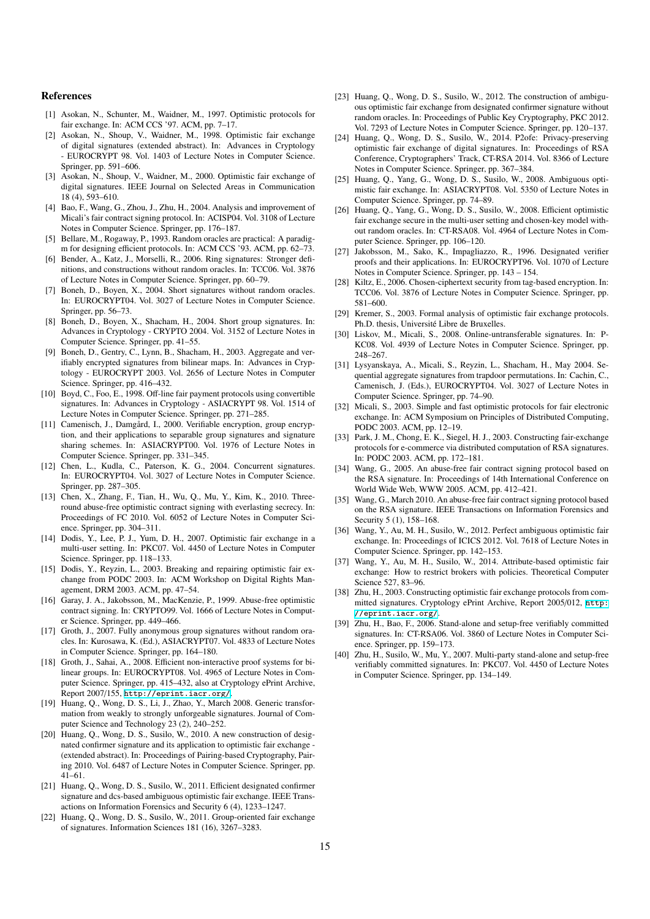## References

[1] Asokan, N., Schunter, M., Waidner, M., 1997. Optimistic protocols for fair exchange. In: ACM CCS '97. ACM, pp. 7–17.

[2] Asokan, N., Shoup, V., Waidner, M., 1998. Optimistic fair exchange of digital signatures (extended abstract). In: Advances in Cryptology - EUROCRYPT 98. Vol. 1403 of Lecture Notes in Computer Science. Springer, pp. 591–606.

[3] Asokan, N., Shoup, V., Waidner, M., 2000. Optimistic fair exchange of digital signatures. IEEE Journal on Selected Areas in Communication 18 (4), 593–610.

[4] Bao, F., Wang, G., Zhou, J., Zhu, H., 2004. Analysis and improvement of Micali's fair contract signing protocol. In: ACISP04. Vol. 3108 of Lecture Notes in Computer Science. Springer, pp. 176–187.

[5] Bellare, M., Rogaway, P., 1993. Random oracles are practical: A paradigm for designing efficient protocols. In: ACM CCS '93. ACM, pp. 62–73.

[6] Bender, A., Katz, J., Morselli, R., 2006. Ring signatures: Stronger definitions, and constructions without random oracles. In: TCC06. Vol. 3876 of Lecture Notes in Computer Science. Springer, pp. 60–79.

[7] Boneh, D., Boyen, X., 2004. Short signatures without random oracles. In: EUROCRYPT04. Vol. 3027 of Lecture Notes in Computer Science. Springer, pp. 56–73.

[8] Boneh, D., Boyen, X., Shacham, H., 2004. Short group signatures. In: Advances in Cryptology - CRYPTO 2004. Vol. 3152 of Lecture Notes in Computer Science. Springer, pp. 41–55.

[9] Boneh, D., Gentry, C., Lynn, B., Shacham, H., 2003. Aggregate and verifiably encrypted signatures from bilinear maps. In: Advances in Cryptology - EUROCRYPT 2003. Vol. 2656 of Lecture Notes in Computer Science. Springer, pp. 416–432.

[10] Boyd, C., Foo, E., 1998. Off-line fair payment protocols using convertible signatures. In: Advances in Cryptology - ASIACRYPT 98. Vol. 1514 of Lecture Notes in Computer Science. Springer, pp. 271–285.

[11] Camenisch, J., Damgård, I., 2000. Verifiable encryption, group encryption, and their applications to separable group signatures and signature sharing schemes. In: ASIACRYPT00. Vol. 1976 of Lecture Notes in Computer Science. Springer, pp. 331–345.

[12] Chen, L., Kudla, C., Paterson, K. G., 2004. Concurrent signatures. In: EUROCRYPT04. Vol. 3027 of Lecture Notes in Computer Science. Springer, pp. 287–305.

[13] Chen, X., Zhang, F., Tian, H., Wu, Q., Mu, Y., Kim, K., 2010. Three-round abuse-free optimistic contract signing with everlasting secrecy. In: Proceedings of FC 2010. Vol. 6052 of Lecture Notes in Computer Science. Springer, pp. 304–311.

[14] Dodis, Y., Lee, P. J., Yum, D. H., 2007. Optimistic fair exchange in a multi-user setting. In: PKC07. Vol. 4450 of Lecture Notes in Computer Science. Springer, pp. 118–133.

[15] Dodis, Y., Reyzin, L., 2003. Breaking and repairing optimistic fair exchange from PODC 2003. In: ACM Workshop on Digital Rights Management, DRM 2003. ACM, pp. 47–54.

[16] Garay, J. A., Jakobsson, M., MacKenzie, P., 1999. Abuse-free optimistic contract signing. In: CRYPTO99. Vol. 1666 of Lecture Notes in Computer Science. Springer, pp. 449–466.

[17] Groth, J., 2007. Fully anonymous group signatures without random oracles. In: Kurosawa, K. (Ed.), ASIACRYPT07. Vol. 4833 of Lecture Notes in Computer Science. Springer, pp. 164–180.

[18] Groth, J., Sahai, A., 2008. Efficient non-interactive proof systems for bilinear groups. In: EUROCRYPT08. Vol. 4965 of Lecture Notes in Computer Science. Springer, pp. 415–432, also at Cryptology ePrint Archive, Report 2007/155, http://eprint.iacr.org/.

[19] Huang, Q., Wong, D. S., Li, J., Zhao, Y., March 2008. Generic transformation from weakly to strongly unforgeable signatures. Journal of Computer Science and Technology 23 (2), 240–252.

[20] Huang, Q., Wong, D. S., Susilo, W., 2010. A new construction of designated confirmer signature and its application to optimistic fair exchange - (extended abstract). In: Proceedings of Pairing-based Cryptography, Pairing 2010. Vol. 6487 of Lecture Notes in Computer Science. Springer, pp. 41–61.

[21] Huang, Q., Wong, D. S., Susilo, W., 2011. Efficient designated confirmer signature and dcs-based ambiguous optimistic fair exchange. IEEE Transactions on Information Forensics and Security 6 (4), 1233–1247.

[22] Huang, Q., Wong, D. S., Susilo, W., 2011. Group-oriented fair exchange of signatures. Information Sciences 181 (16), 3267–3283.

[23] Huang, Q., Wong, D. S., Susilo, W., 2012. The construction of ambiguous optimistic fair exchange from designated confirmer signature without random oracles. In: Proceedings of Public Key Cryptography, PKC 2012. Vol. 7293 of Lecture Notes in Computer Science. Springer, pp. 120–137.

[24] Huang, Q., Wong, D. S., Susilo, W., 2014. P2ofe: Privacy-preserving optimistic fair exchange of digital signatures. In: Proceedings of RSA Conference, Cryptographers' Track, CT-RSA 2014. Vol. 8366 of Lecture Notes in Computer Science. Springer, pp. 367–384.

[25] Huang, Q., Yang, G., Wong, D. S., Susilo, W., 2008. Ambiguous optimistic fair exchange. In: ASIACRYPT08. Vol. 5350 of Lecture Notes in Computer Science. Springer, pp. 74–89.

[26] Huang, Q., Yang, G., Wong, D. S., Susilo, W., 2008. Efficient optimistic fair exchange secure in the multi-user setting and chosen-key model without random oracles. In: CT-RSA08. Vol. 4964 of Lecture Notes in Computer Science. Springer, pp. 106–120.

[27] Jakobsson, M., Sako, K., Impagliazzo, R., 1996. Designated verifier proofs and their applications. In: EUROCRYPT96. Vol. 1070 of Lecture Notes in Computer Science. Springer, pp. 143 – 154.

[28] Kiltz, E., 2006. Chosen-ciphertext security from tag-based encryption. In: TCC06. Vol. 3876 of Lecture Notes in Computer Science. Springer, pp. 581–600.

[29] Kremer, S., 2003. Formal analysis of optimistic fair exchange protocols. Ph.D. thesis, Université Libre de Bruxelles.

[30] Liskov, M., Micali, S., 2008. Online-untransferable signatures. In: PKC08. Vol. 4939 of Lecture Notes in Computer Science. Springer, pp. 248–267.

[31] Lysyanskaya, A., Micali, S., Reyzin, L., Shacham, H., May 2004. Sequential aggregate signatures from trapdoor permutations. In: Cachin, C., Camenisch, J. (Eds.), EUROCRYPT04. Vol. 3027 of Lecture Notes in Computer Science. Springer, pp. 74–90.

[32] Micali, S., 2003. Simple and fast optimistic protocols for fair electronic exchange. In: ACM Symposium on Principles of Distributed Computing, PODC 2003. ACM, pp. 12–19.

[33] Park, J. M., Chong, E. K., Siegel, H. J., 2003. Constructing fair-exchange protocols for e-commerce via distributed computation of RSA signatures. In: PODC 2003. ACM, pp. 172–181.

[34] Wang, G., 2005. An abuse-free fair contract signing protocol based on the RSA signature. In: Proceedings of 14th International Conference on World Wide Web, WWW 2005. ACM, pp. 412–421.

[35] Wang, G., March 2010. An abuse-free fair contract signing protocol based on the RSA signature. IEEE Transactions on Information Forensics and Security 5 (1), 158–168.

[36] Wang, Y., Au, M. H., Susilo, W., 2012. Perfect ambiguous optimistic fair exchange. In: Proceedings of ICICS 2012. Vol. 7618 of Lecture Notes in Computer Science. Springer, pp. 142–153.

[37] Wang, Y., Au, M. H., Susilo, W., 2014. Attribute-based optimistic fair exchange: How to restrict brokers with policies. Theoretical Computer Science 527, 83–96.

[38] Zhu, H., 2003. Constructing optimistic fair exchange protocols from committed signatures. Cryptology ePrint Archive, Report 2005/012, http://eprint.iacr.org/.

[39] Zhu, H., Bao, F., 2006. Stand-alone and setup-free verifiably committed signatures. In: CT-RSA06. Vol. 3860 of Lecture Notes in Computer Science. Springer, pp. 159–173.

[40] Zhu, H., Susilo, W., Mu, Y., 2007. Multi-party stand-alone and setup-free verifiably committed signatures. In: PKC07. Vol. 4450 of Lecture Notes in Computer Science. Springer, pp. 134–149.